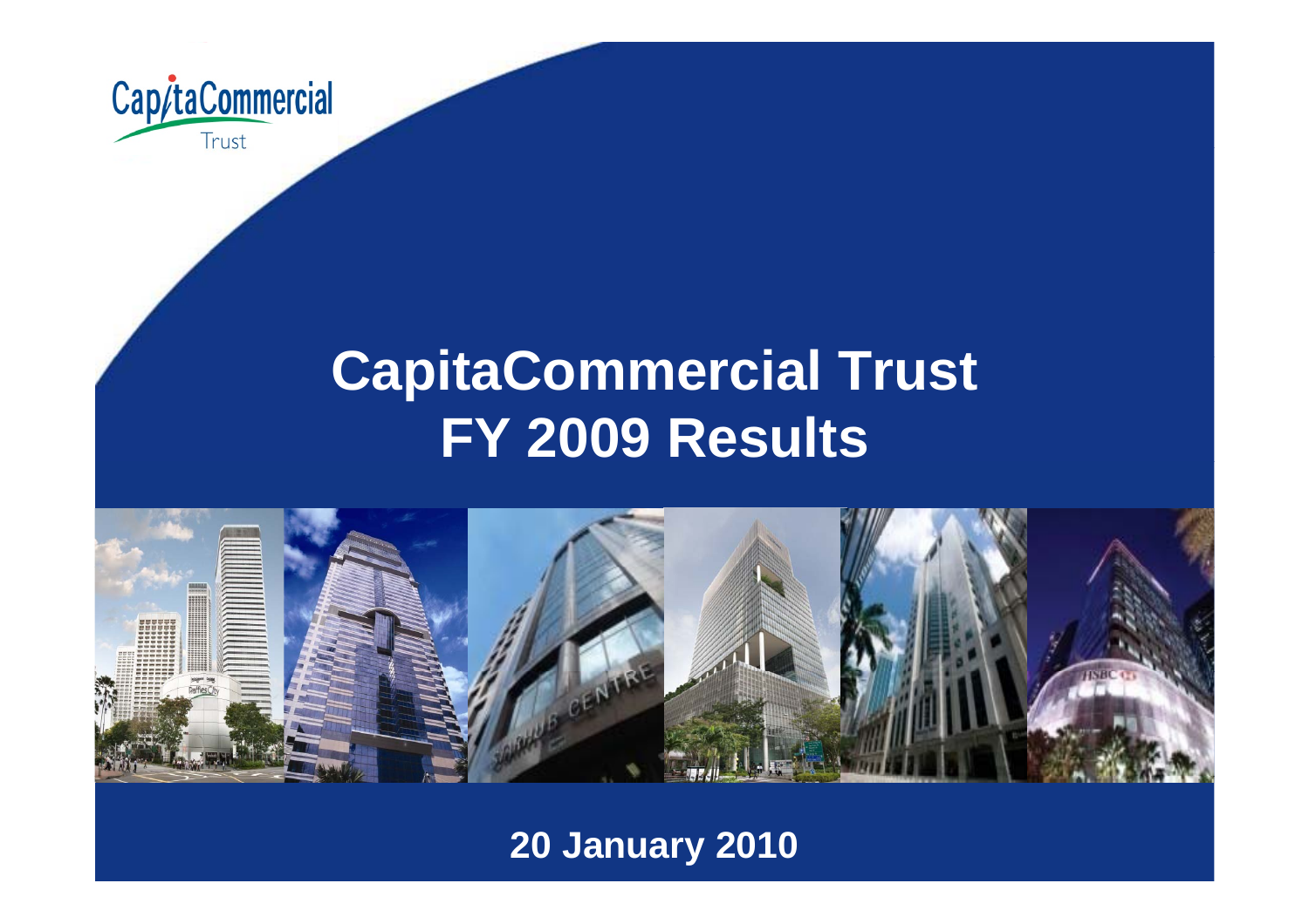# CapitaCommercial Trust FY 2009 Results

**20 January 2010**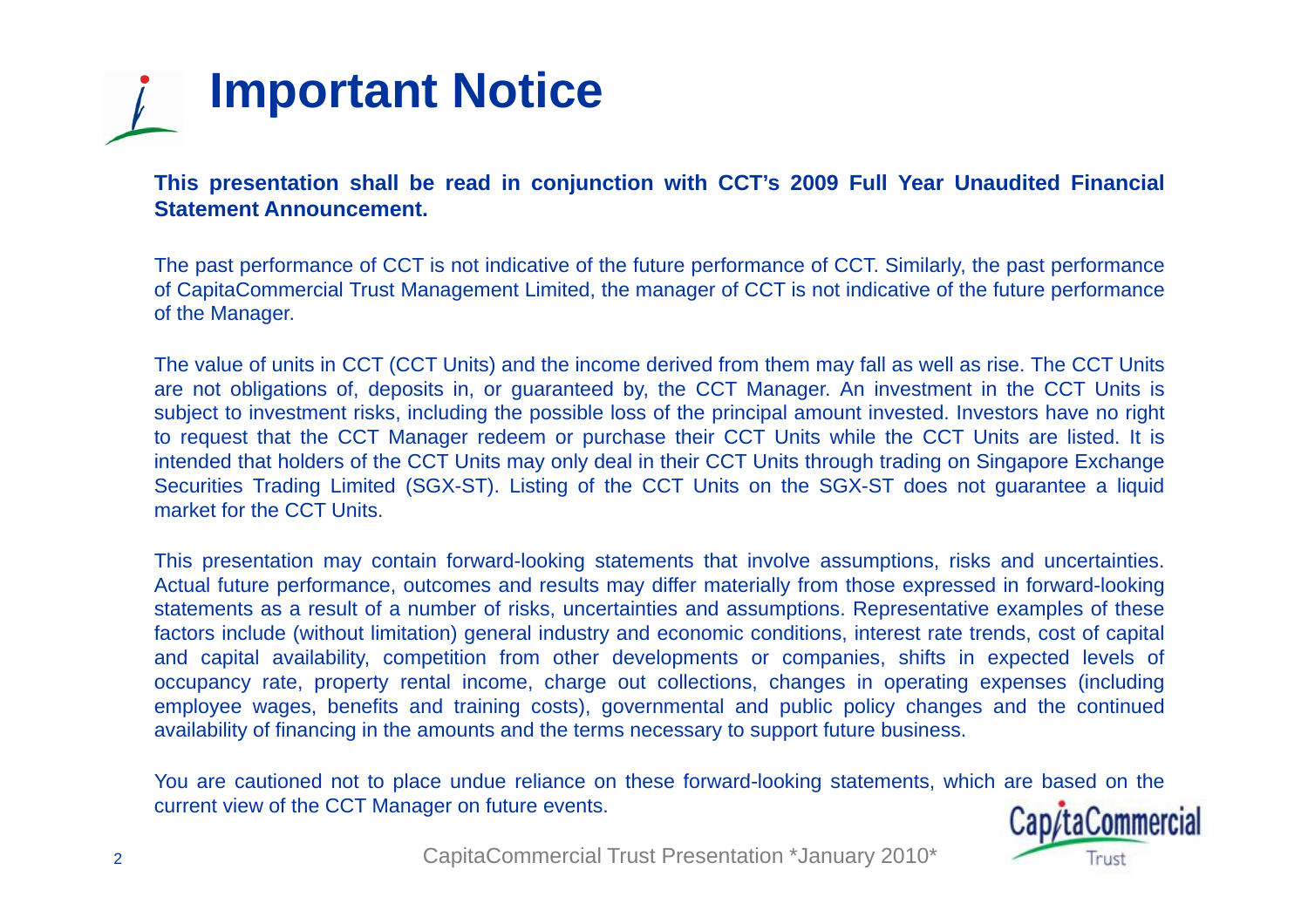# Important Notice

**This presentation shall be read in conjunction with CCT's 2009 Full Year Unaudited Financial Statement Announcement.**

The past performance of CCT is not indicative of the future performance of CCT. Similarly, the past performance of CapitaCommercial Trust Management Limited, the manager of CCT is not indicative of the future performance of the Manager.

The value of units in CCT (CCT Units) and the income derived from them may fall as well as rise. The CCT Units are not obligations of, deposits in, or guaranteed by, the CCT Manager. An investment in the CCT Units is subject to investment risks, including the possible loss of the principal amount invested. Investors have no right to request that the CCT Manager redeem or purchase their CCT Units while the CCT Units are listed. It is intended that holders of the CCT Units may only deal in their CCT Units through trading on Singapore Exchange Securities Trading Limited (SGX-ST). Listing of the CCT Units on the SGX-ST does not guarantee a liquid market for the CCT Units.

This presentation may contain forward-looking statements that involve assumptions, risks and uncertainties. Actual future performance, outcomes and results may differ materially from those expressed in forward-looking statements as a result of a number of risks, uncertainties and assumptions. Representative examples of these factors include (without limitation) general industry and economic conditions, interest rate trends, cost of capital and capital availability, competition from other developments or companies, shifts in expected levels of occupancy rate, property rental income, charge out collections, changes in operating expenses (including employee wages, benefits and training costs), governmental and public policy changes and the continued availability of financing in the amounts and the terms necessary to support future business.

You are cautioned not to place undue reliance on these forward-looking statements, which are based on the current view of the CCT Manager on future events.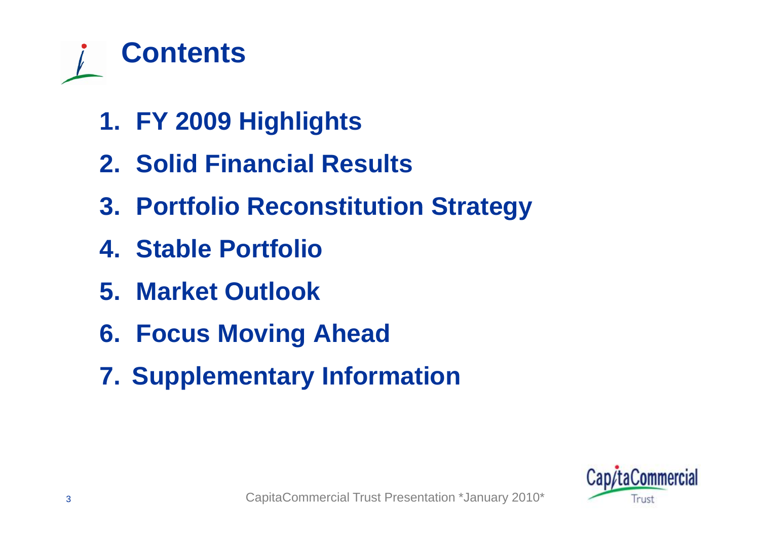# Contents

1. FY 2009 Highlights
2. Solid Financial Results
3. Portfolio Reconstitution Strategy
4. Stable Portfolio
5. Market Outlook
6. Focus Moving Ahead
7. Supplementary Information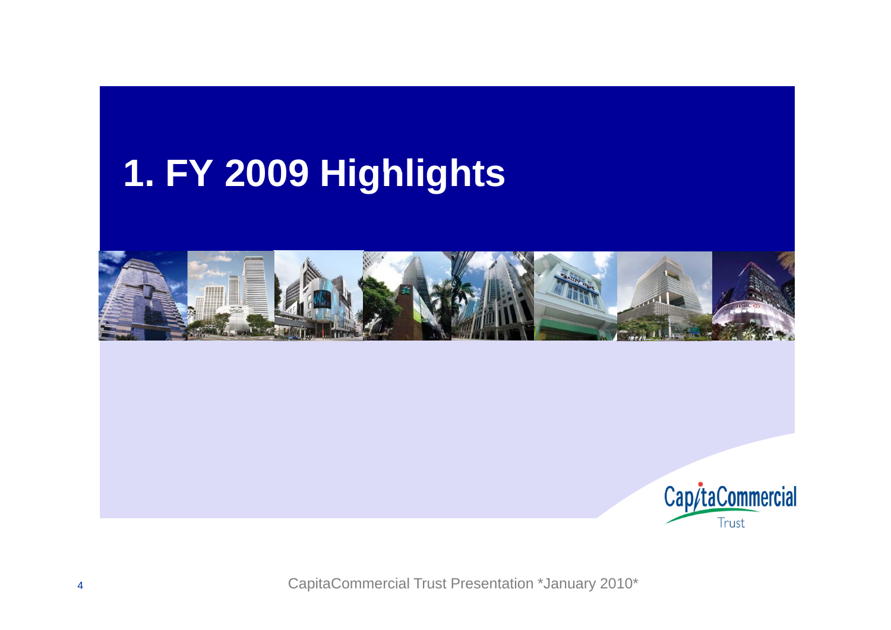# 1. FY 2009 Highlights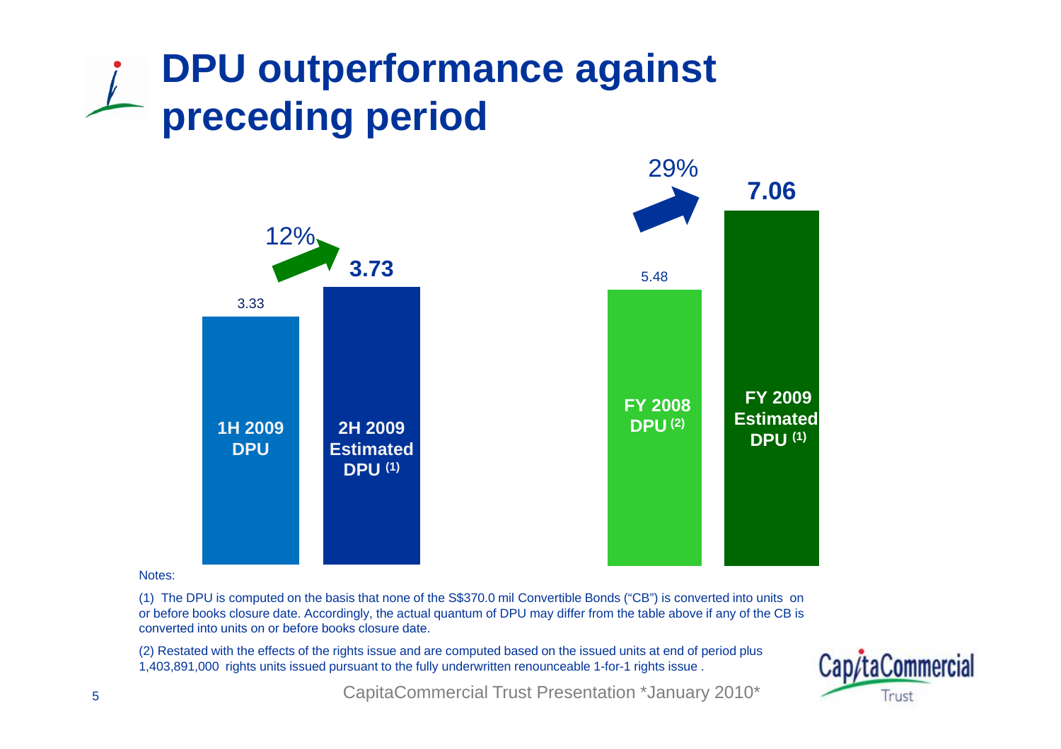# DPU outperformance against preceding period

| | 1H 2009 DPU | 2H 2009 Estimated DPU (1) |
|---|---|---|
| DPU | 3.33 | 3.73 |

12%

| | FY 2008 DPU (2) | FY 2009 Estimated DPU (1) |
|---|---|---|
| DPU | 5.48 | 7.06 |

29%

Notes:

(1) The DPU is computed on the basis that none of the S$370.0 mil Convertible Bonds ("CB") is converted into units on or before books closure date. Accordingly, the actual quantum of DPU may differ from the table above if any of the CB is converted into units on or before books closure date.

(2) Restated with the effects of the rights issue and are computed based on the issued units at end of period plus 1,403,891,000 rights units issued pursuant to the fully underwritten renounceable 1-for-1 rights issue .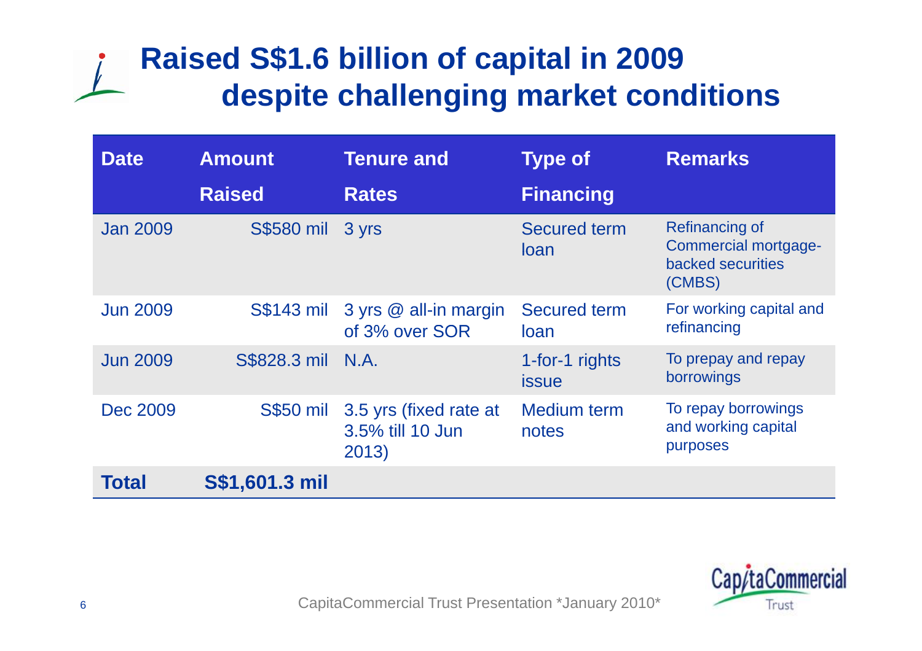# Raised S$1.6 billion of capital in 2009 despite challenging market conditions

| Date | Amount Raised | Tenure and Rates | Type of Financing | Remarks |
|---|---|---|---|---|
| Jan 2009 | S$580 mil | 3 yrs | Secured term loan | Refinancing of Commercial mortgage-backed securities (CMBS) |
| Jun 2009 | S$143 mil | 3 yrs @ all-in margin of 3% over SOR | Secured term loan | For working capital and refinancing |
| Jun 2009 | S$828.3 mil | N.A. | 1-for-1 rights issue | To prepay and repay borrowings |
| Dec 2009 | S$50 mil | 3.5 yrs (fixed rate at 3.5% till 10 Jun 2013) | Medium term notes | To repay borrowings and working capital purposes |
| **Total** | **S$1,601.3 mil** | | | |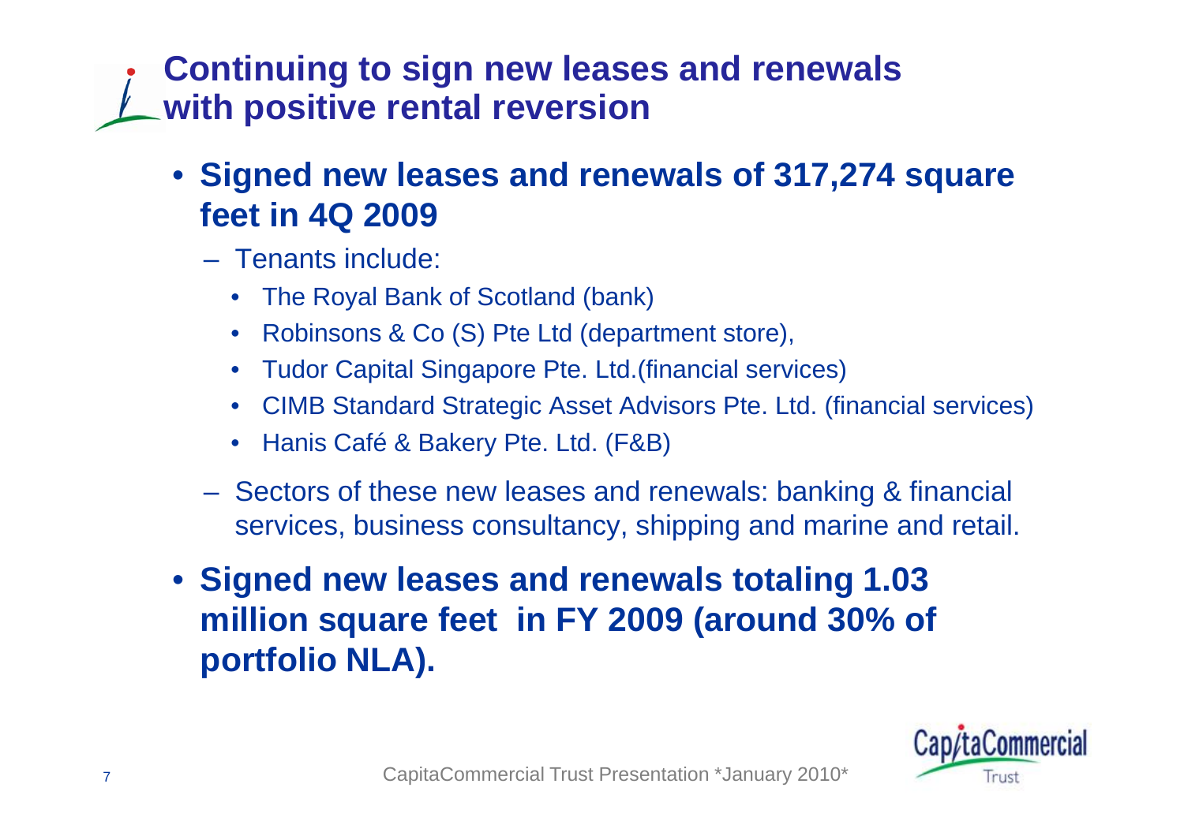# Continuing to sign new leases and renewals with positive rental reversion

- **Signed new leases and renewals of 317,274 square feet in 4Q 2009**
  - Tenants include:
    - The Royal Bank of Scotland (bank)
    - Robinsons & Co (S) Pte Ltd (department store),
    - Tudor Capital Singapore Pte. Ltd.(financial services)
    - CIMB Standard Strategic Asset Advisors Pte. Ltd. (financial services)
    - Hanis Café & Bakery Pte. Ltd. (F&B)
  - Sectors of these new leases and renewals: banking & financial services, business consultancy, shipping and marine and retail.
- **Signed new leases and renewals totaling 1.03 million square feet in FY 2009 (around 30% of portfolio NLA).**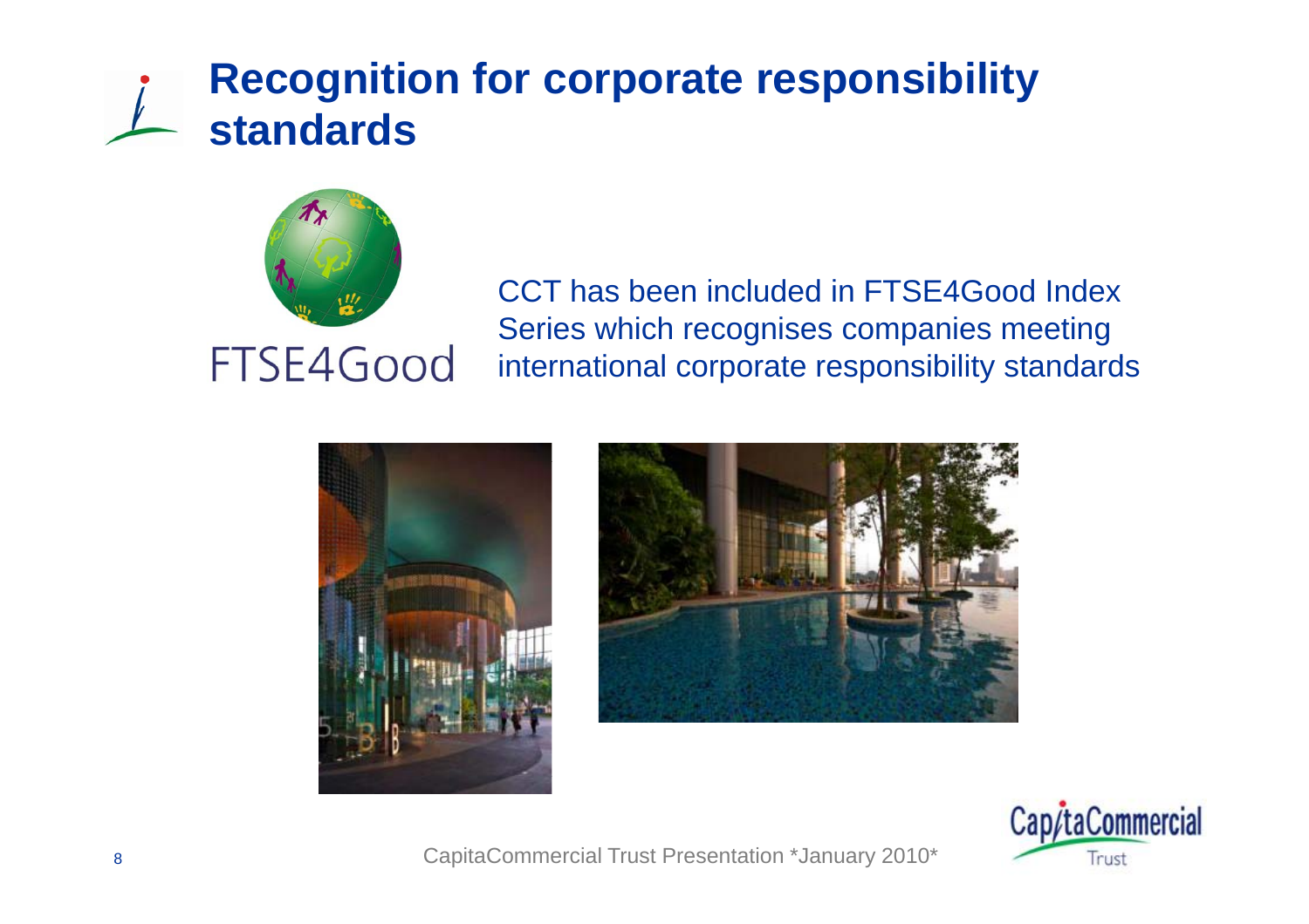# Recognition for corporate responsibility standards

FTSE4Good

CCT has been included in FTSE4Good Index Series which recognises companies meeting international corporate responsibility standards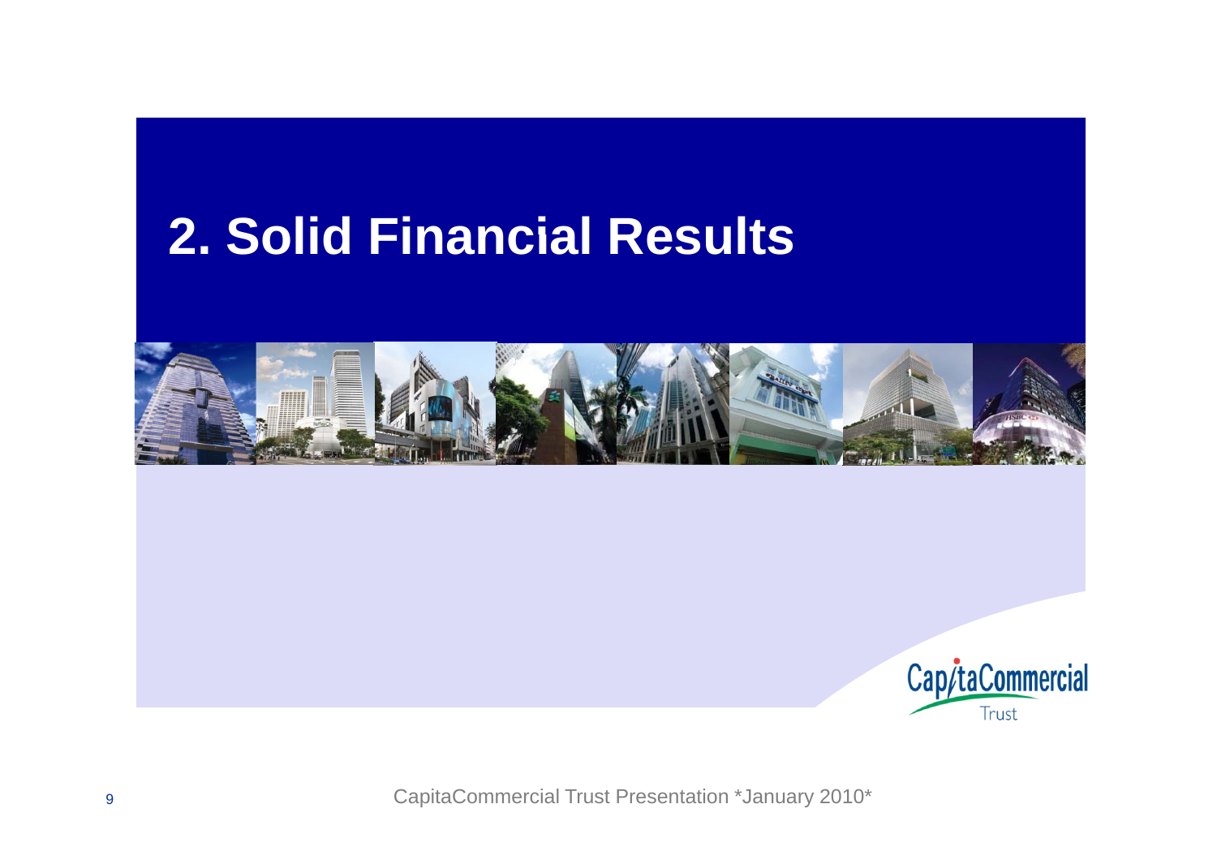# 2. Solid Financial Results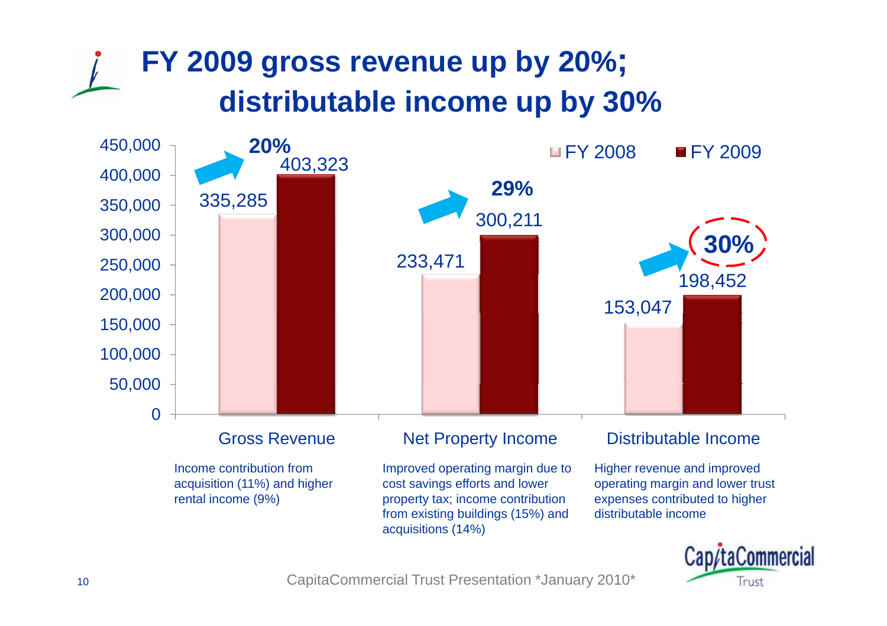# FY 2009 gross revenue up by 20%; distributable income up by 30%

| | FY 2008 | FY 2009 | Change |
|---|---|---|---|
| Gross Revenue | 335,285 | 403,323 | 20% |
| Net Property Income | 233,471 | 300,211 | 29% |
| Distributable Income | 153,047 | 198,452 | 30% |

**Gross Revenue:** Income contribution from acquisition (11%) and higher rental income (9%)

**Net Property Income:** Improved operating margin due to cost savings efforts and lower property tax; income contribution from existing buildings (15%) and acquisitions (14%)

**Distributable Income:** Higher revenue and improved operating margin and lower trust expenses contributed to higher distributable income

CapitaCommercial Trust Presentation *January 2010*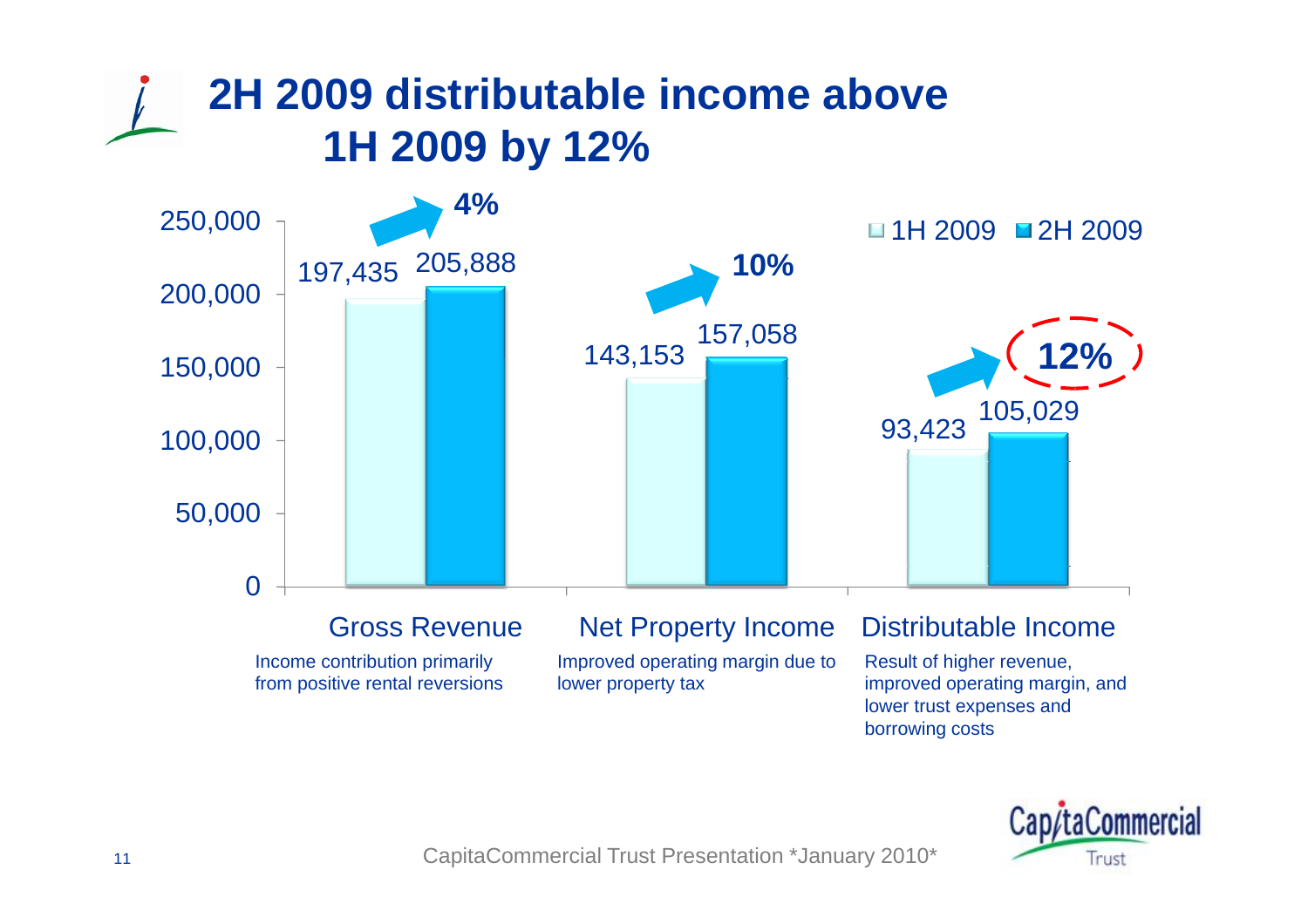# 2H 2009 distributable income above 1H 2009 by 12%

| | 1H 2009 | 2H 2009 | Change |
|---|---|---|---|
| Gross Revenue | 197,435 | 205,888 | 4% |
| Net Property Income | 143,153 | 157,058 | 10% |
| Distributable Income | 93,423 | 105,029 | 12% |

**Gross Revenue**
Income contribution primarily from positive rental reversions

**Net Property Income**
Improved operating margin due to lower property tax

**Distributable Income**
Result of higher revenue, improved operating margin, and lower trust expenses and borrowing costs

CapitaCommercial Trust Presentation *January 2010*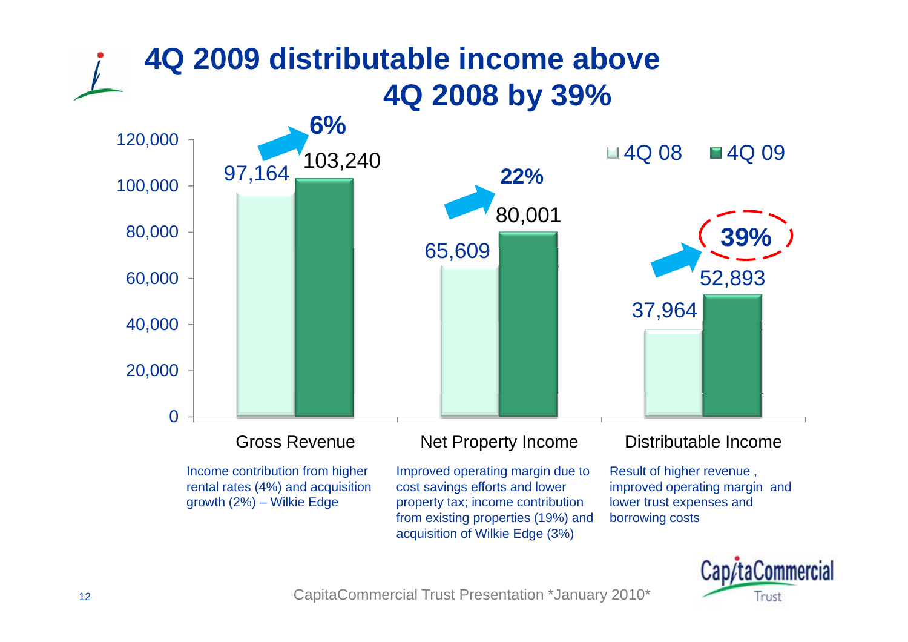# 4Q 2009 distributable income above 4Q 2008 by 39%

| | 4Q 08 | 4Q 09 | Change |
|---|---|---|---|
| Gross Revenue | 97,164 | 103,240 | 6% |
| Net Property Income | 65,609 | 80,001 | 22% |
| Distributable Income | 37,964 | 52,893 | 39% |

**Gross Revenue**: Income contribution from higher rental rates (4%) and acquisition growth (2%) – Wilkie Edge

**Net Property Income**: Improved operating margin due to cost savings efforts and lower property tax; income contribution from existing properties (19%) and acquisition of Wilkie Edge (3%)

**Distributable Income**: Result of higher revenue, improved operating margin and lower trust expenses and borrowing costs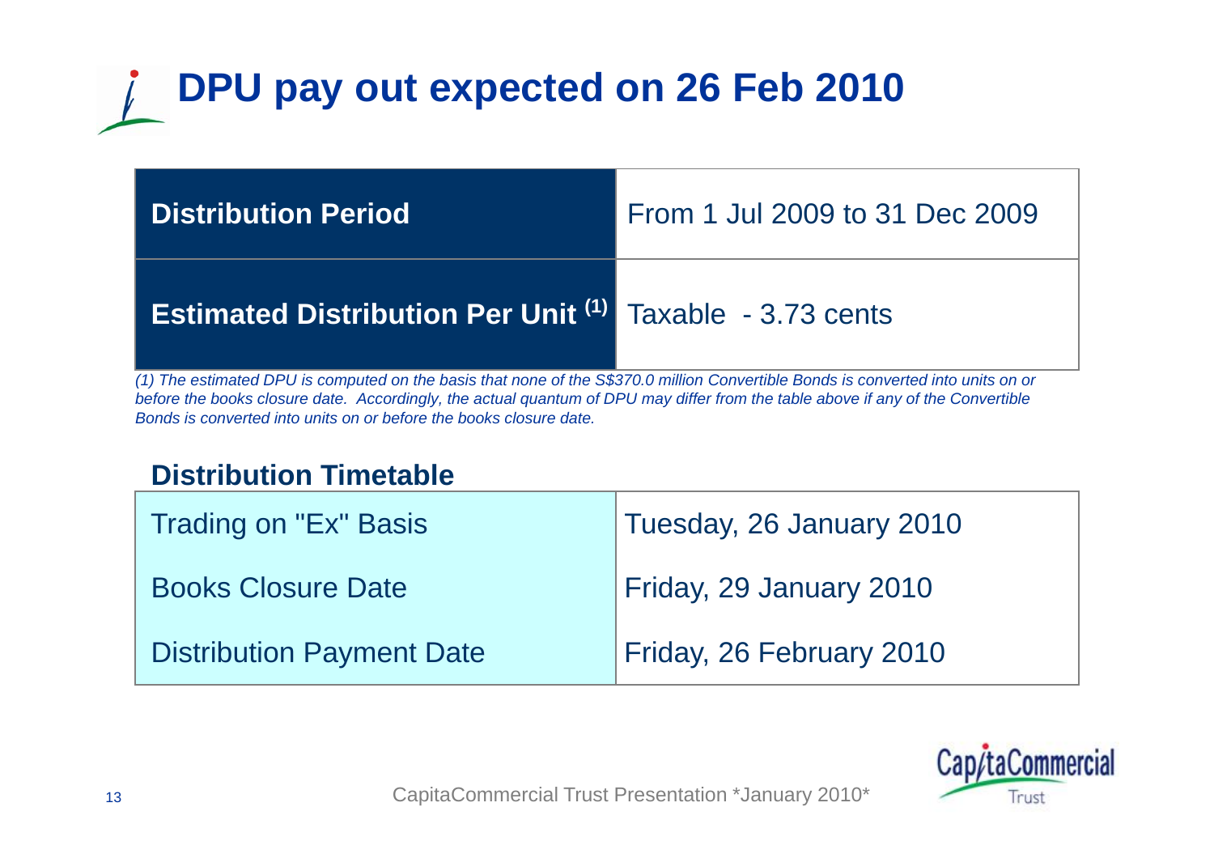# DPU pay out expected on 26 Feb 2010

| **Distribution Period** | From 1 Jul 2009 to 31 Dec 2009 |
|---|---|
| **Estimated Distribution Per Unit [1]** | Taxable - 3.73 cents |

*(1) The estimated DPU is computed on the basis that none of the S$370.0 million Convertible Bonds is converted into units on or before the books closure date. Accordingly, the actual quantum of DPU may differ from the table above if any of the Convertible Bonds is converted into units on or before the books closure date.*

## Distribution Timetable

| Trading on "Ex" Basis | Tuesday, 26 January 2010 |
|---|---|
| Books Closure Date | Friday, 29 January 2010 |
| Distribution Payment Date | Friday, 26 February 2010 |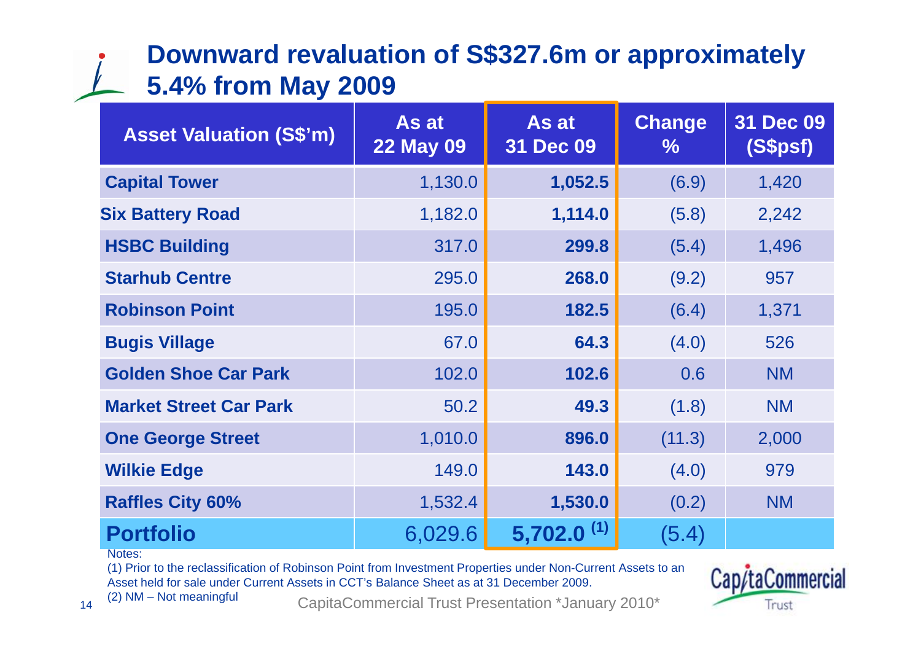# Downward revaluation of S$327.6m or approximately 5.4% from May 2009

| Asset Valuation (S$'m) | As at 22 May 09 | As at 31 Dec 09 | Change % | 31 Dec 09 (S$psf) |
|---|---|---|---|---|
| **Capital Tower** | 1,130.0 | **1,052.5** | (6.9) | 1,420 |
| **Six Battery Road** | 1,182.0 | **1,114.0** | (5.8) | 2,242 |
| **HSBC Building** | 317.0 | **299.8** | (5.4) | 1,496 |
| **Starhub Centre** | 295.0 | **268.0** | (9.2) | 957 |
| **Robinson Point** | 195.0 | **182.5** | (6.4) | 1,371 |
| **Bugis Village** | 67.0 | **64.3** | (4.0) | 526 |
| **Golden Shoe Car Park** | 102.0 | **102.6** | 0.6 | NM |
| **Market Street Car Park** | 50.2 | **49.3** | (1.8) | NM |
| **One George Street** | 1,010.0 | **896.0** | (11.3) | 2,000 |
| **Wilkie Edge** | 149.0 | **143.0** | (4.0) | 979 |
| **Raffles City 60%** | 1,532.4 | **1,530.0** | (0.2) | NM |
| **Portfolio** | 6,029.6 | **5,702.0 (1)** | (5.4) | |

Notes:

(1) Prior to the reclassification of Robinson Point from Investment Properties under Non-Current Assets to an Asset held for sale under Current Assets in CCT's Balance Sheet as at 31 December 2009.

(2) NM – Not meaningful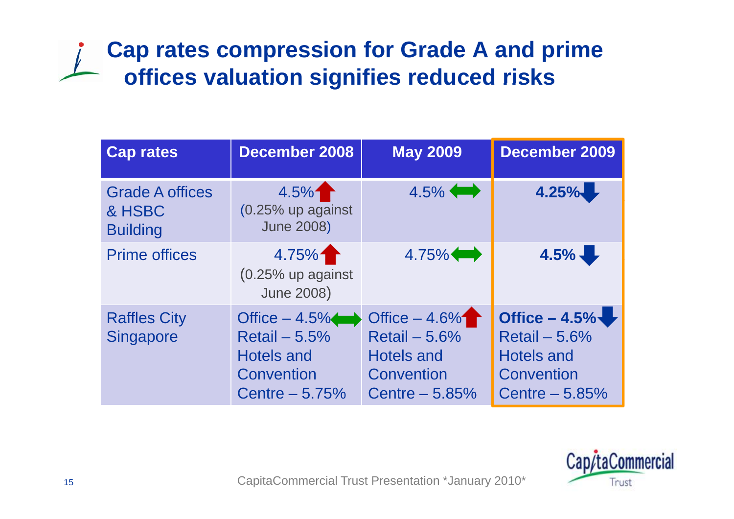# Cap rates compression for Grade A and prime offices valuation signifies reduced risks

| Cap rates | December 2008 | May 2009 | December 2009 |
|---|---|---|---|
| Grade A offices & HSBC Building | 4.5% ↑ (0.25% up against June 2008) | 4.5% ↔ | **4.25%** ↓ |
| Prime offices | 4.75% ↑ (0.25% up against June 2008) | 4.75% ↔ | **4.5%** ↓ |
| Raffles City Singapore | Office – 4.5% ↔<br>Retail – 5.5%<br>Hotels and Convention Centre – 5.75% | Office – 4.6% ↑<br>Retail – 5.6%<br>Hotels and Convention Centre – 5.85% | **Office – 4.5%** ↓<br>Retail – 5.6%<br>Hotels and Convention Centre – 5.85% |

CapitaCommercial Trust Presentation *January 2010*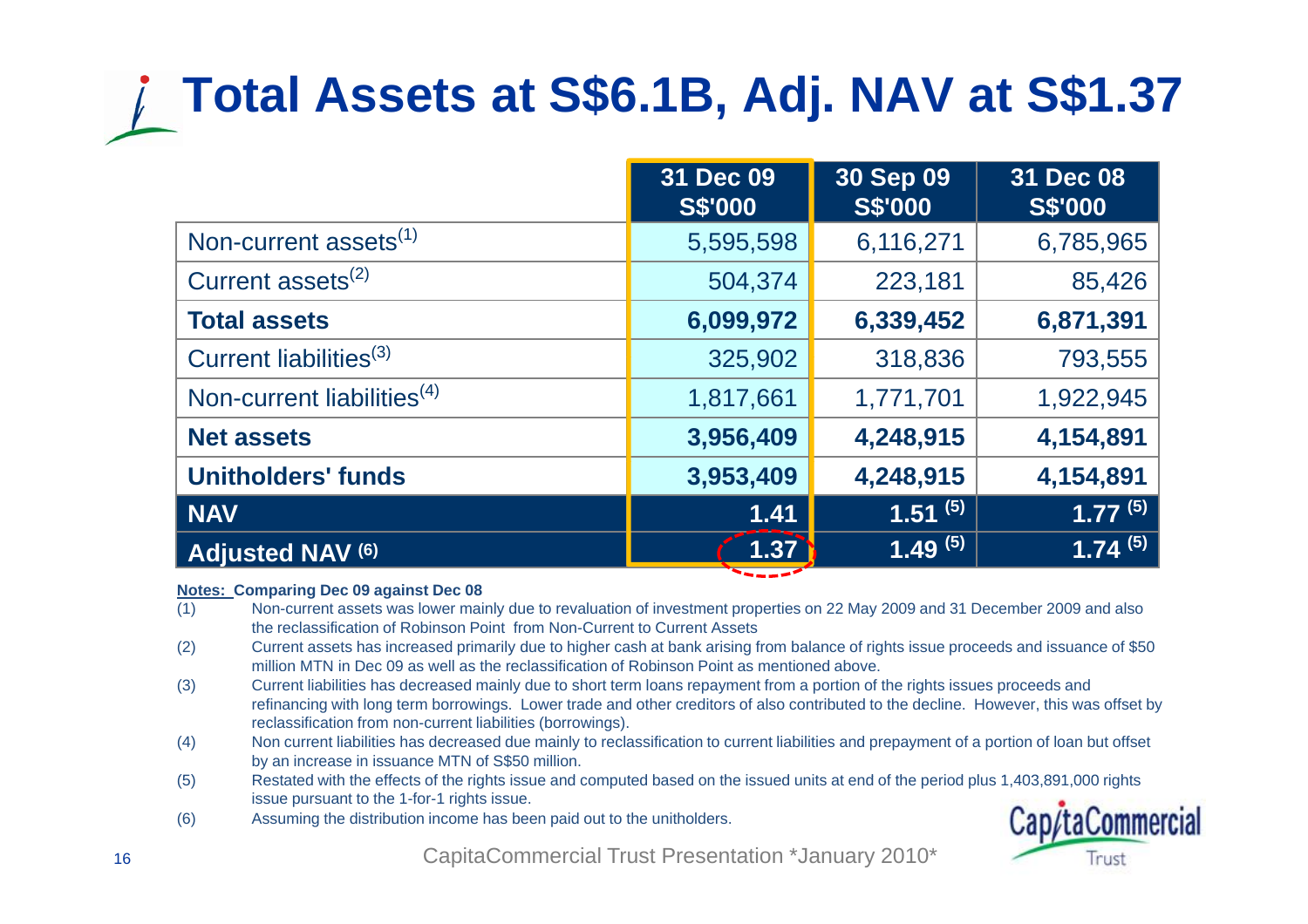# Total Assets at S$6.1B, Adj. NAV at S$1.37

| | 31 Dec 09 S$'000 | 30 Sep 09 S$'000 | 31 Dec 08 S$'000 |
|---|---|---|---|
| Non-current assets[1] | 5,595,598 | 6,116,271 | 6,785,965 |
| Current assets[2] | 504,374 | 223,181 | 85,426 |
| **Total assets** | **6,099,972** | **6,339,452** | **6,871,391** |
| Current liabilities[3] | 325,902 | 318,836 | 793,555 |
| Non-current liabilities[4] | 1,817,661 | 1,771,701 | 1,922,945 |
| **Net assets** | **3,956,409** | **4,248,915** | **4,154,891** |
| **Unitholders' funds** | **3,953,409** | **4,248,915** | **4,154,891** |
| **NAV** | **1.41** | **1.51 [5]** | **1.77 [5]** |
| **Adjusted NAV [6]** | **1.37** | **1.49 [5]** | **1.74 [5]** |

**Notes: Comparing Dec 09 against Dec 08**

(1) Non-current assets was lower mainly due to revaluation of investment properties on 22 May 2009 and 31 December 2009 and also the reclassification of Robinson Point from Non-Current to Current Assets

(2) Current assets has increased primarily due to higher cash at bank arising from balance of rights issue proceeds and issuance of $50 million MTN in Dec 09 as well as the reclassification of Robinson Point as mentioned above.

(3) Current liabilities has decreased mainly due to short term loans repayment from a portion of the rights issues proceeds and refinancing with long term borrowings. Lower trade and other creditors of also contributed to the decline. However, this was offset by reclassification from non-current liabilities (borrowings).

(4) Non current liabilities has decreased due mainly to reclassification to current liabilities and prepayment of a portion of loan but offset by an increase in issuance MTN of S$50 million.

(5) Restated with the effects of the rights issue and computed based on the issued units at end of the period plus 1,403,891,000 rights issue pursuant to the 1-for-1 rights issue.

(6) Assuming the distribution income has been paid out to the unitholders.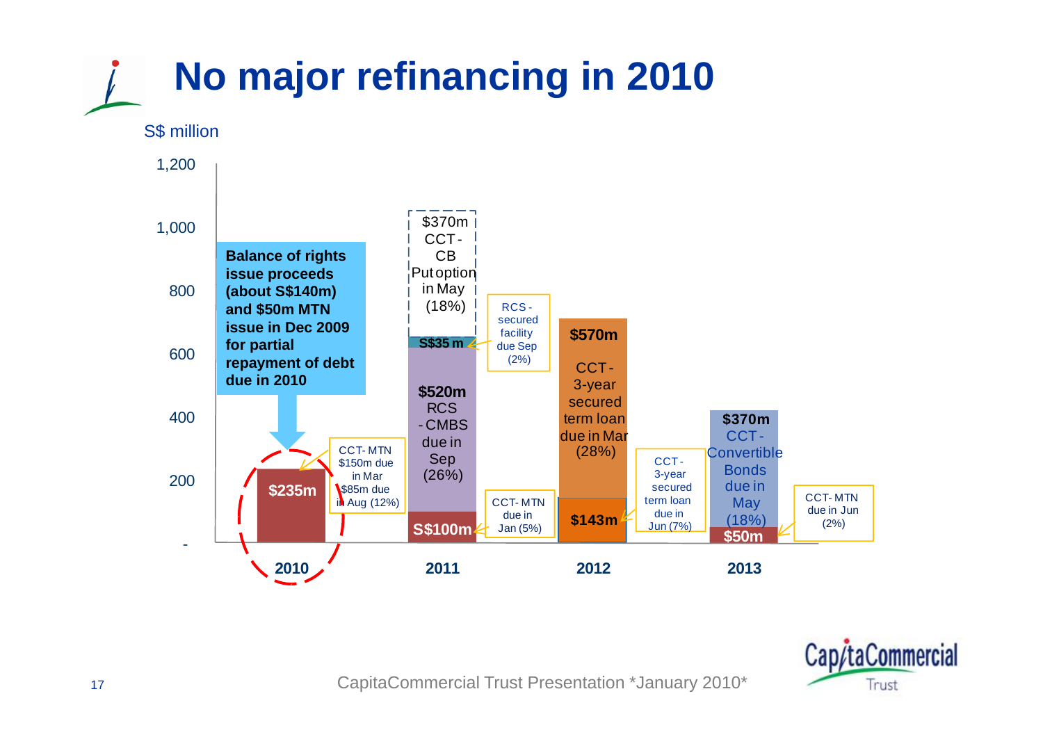# No major refinancing in 2010

S$ million

Balance of rights issue proceeds (about S$140m) and $50m MTN issue in Dec 2009 for partial repayment of debt due in 2010

| Year | Amount | Description |
| --- | --- | --- |
| 2010 | $235m | CCT-MTN $150m due in Mar $85m due in Aug (12%) |
| 2011 | S$100m | CCT-MTN due in Jan (5%) |
| 2011 | $520m | RCS-CMBS due in Sep (26%) |
| 2011 | S$35m | RCS-secured facility due Sep (2%) |
| 2011 | $370m | CCT-CB Put option in May (18%) |
| 2012 | $143m | CCT-3-year secured term loan due in Jun (7%) |
| 2012 | $570m | CCT-3-year secured term loan due in Mar (28%) |
| 2013 | $50m | CCT-MTN due in Jun (2%) |
| 2013 | $370m | CCT-Convertible Bonds due in May (18%) |

CapitaCommercial Trust Presentation *January 2010*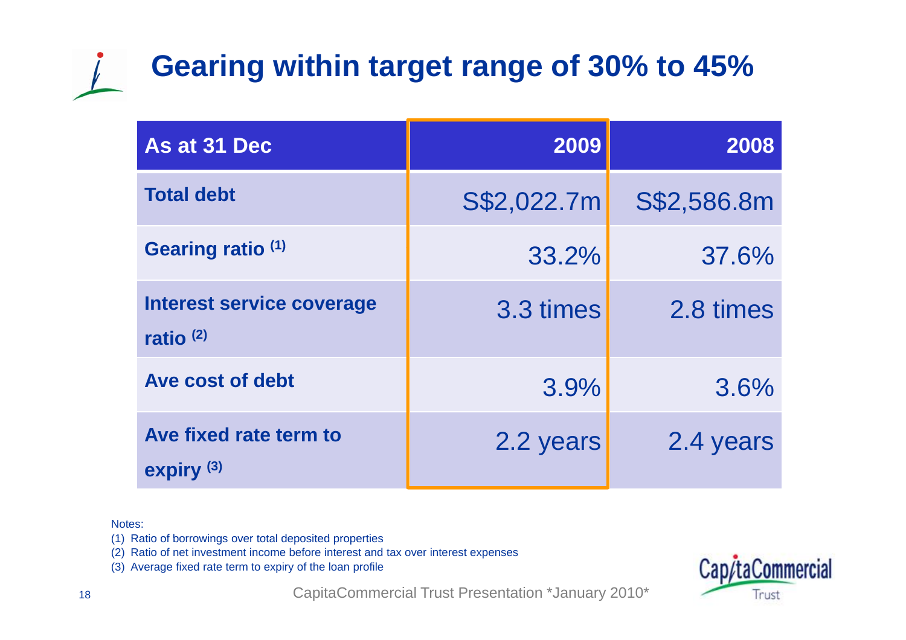# Gearing within target range of 30% to 45%

| As at 31 Dec | 2009 | 2008 |
|---|---|---|
| Total debt | S$2,022.7m | S$2,586.8m |
| Gearing ratio (1) | 33.2% | 37.6% |
| Interest service coverage ratio (2) | 3.3 times | 2.8 times |
| Ave cost of debt | 3.9% | 3.6% |
| Ave fixed rate term to expiry (3) | 2.2 years | 2.4 years |

Notes:

(1) Ratio of borrowings over total deposited properties

(2) Ratio of net investment income before interest and tax over interest expenses

(3) Average fixed rate term to expiry of the loan profile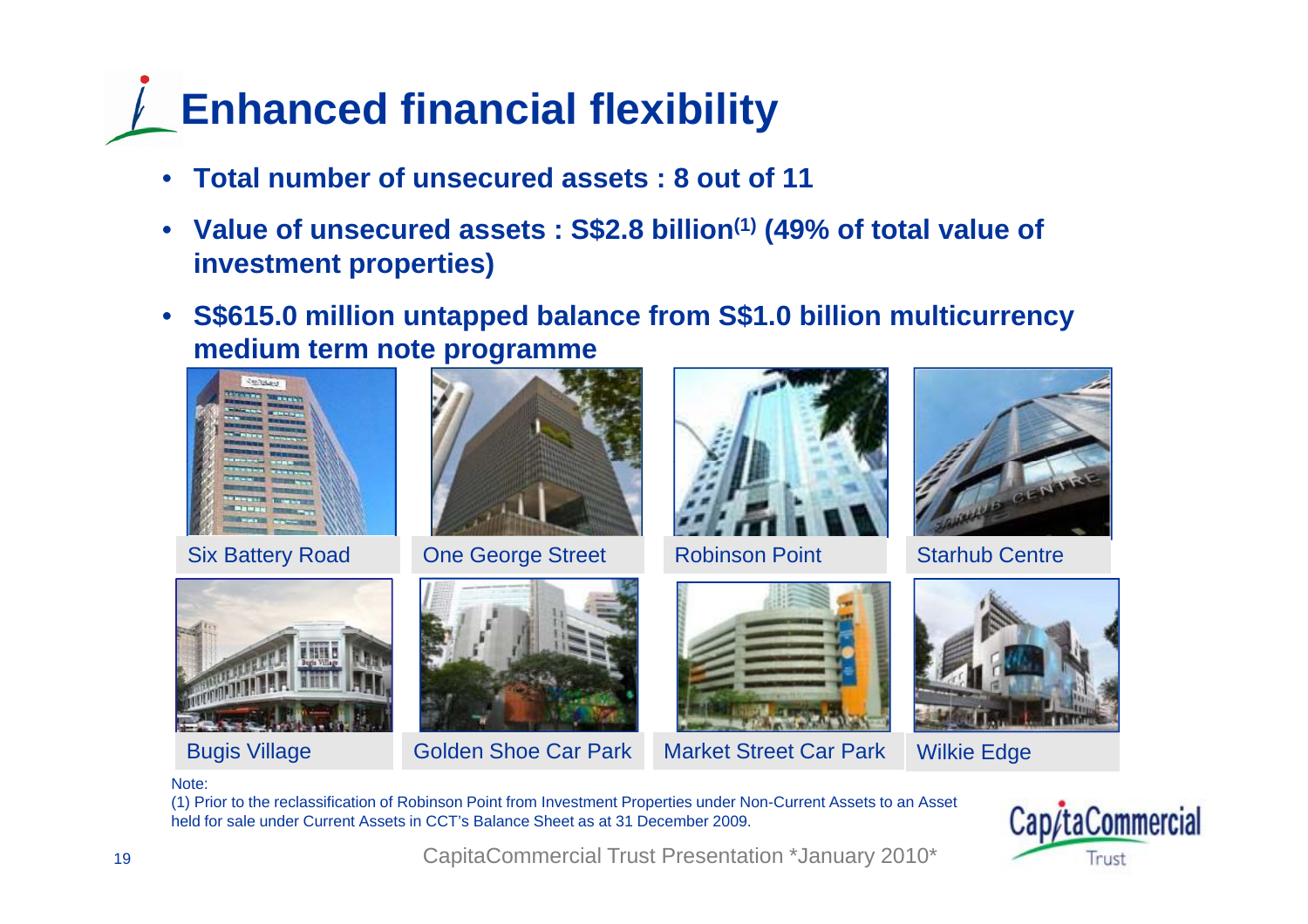# Enhanced financial flexibility

- **Total number of unsecured assets : 8 out of 11**
- **Value of unsecured assets : S$2.8 billion[(1)] (49% of total value of investment properties)**
- **S$615.0 million untapped balance from S$1.0 billion multicurrency medium term note programme**

Six Battery Road

One George Street

Robinson Point

Starhub Centre

Bugis Village

Golden Shoe Car Park

Market Street Car Park

Wilkie Edge

Note:

(1) Prior to the reclassification of Robinson Point from Investment Properties under Non-Current Assets to an Asset held for sale under Current Assets in CCT's Balance Sheet as at 31 December 2009.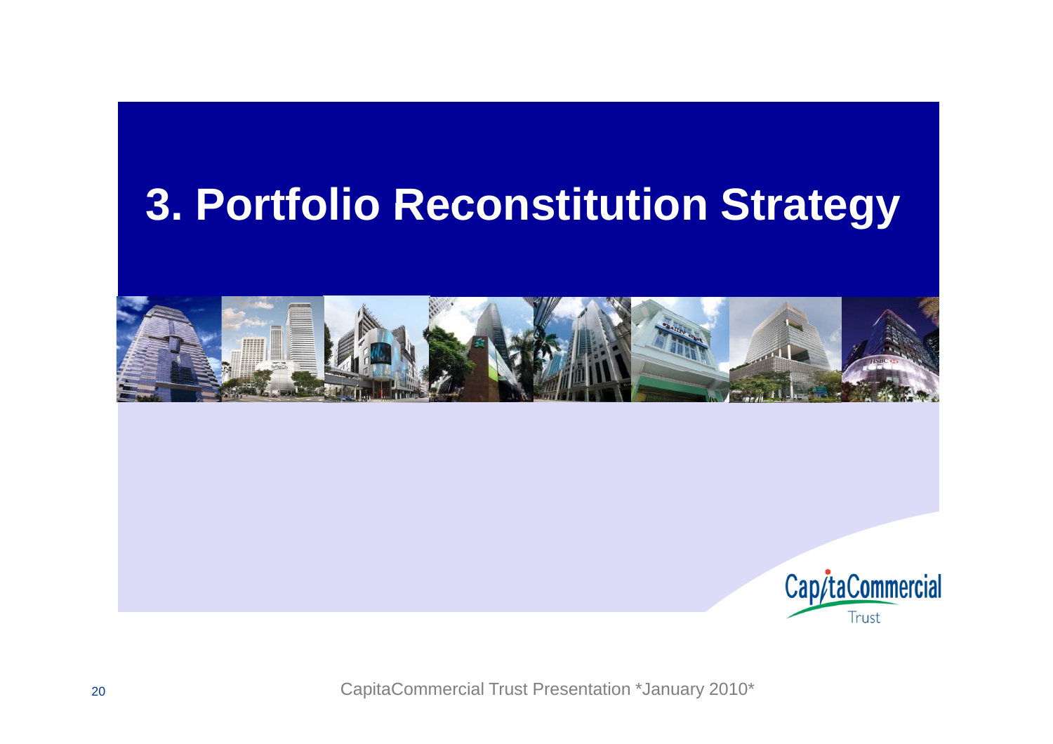# 3. Portfolio Reconstitution Strategy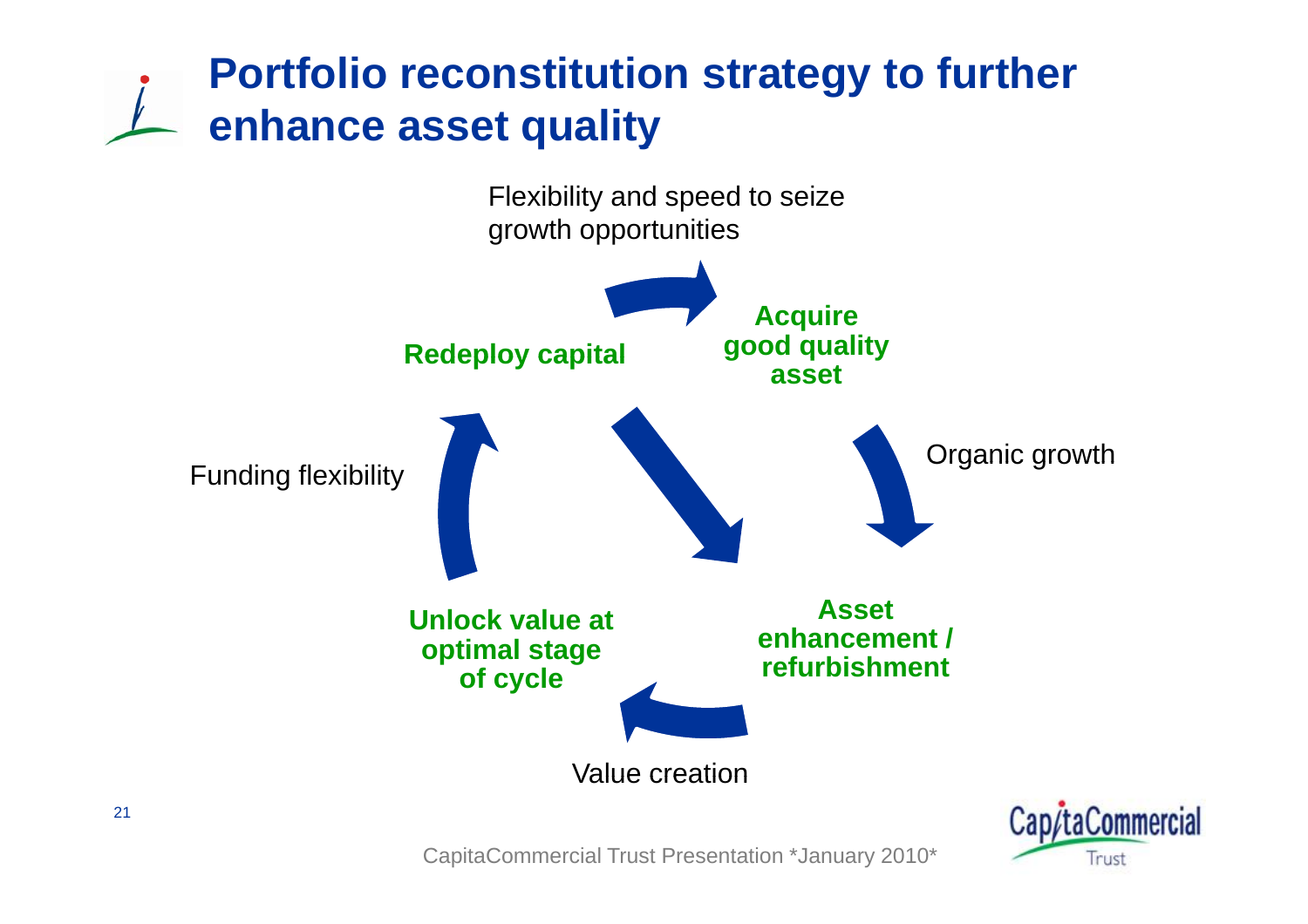# Portfolio reconstitution strategy to further enhance asset quality

Flexibility and speed to seize growth opportunities

**Redeploy capital**

**Acquire good quality asset**

Organic growth

Funding flexibility

**Asset enhancement / refurbishment**

**Unlock value at optimal stage of cycle**

Value creation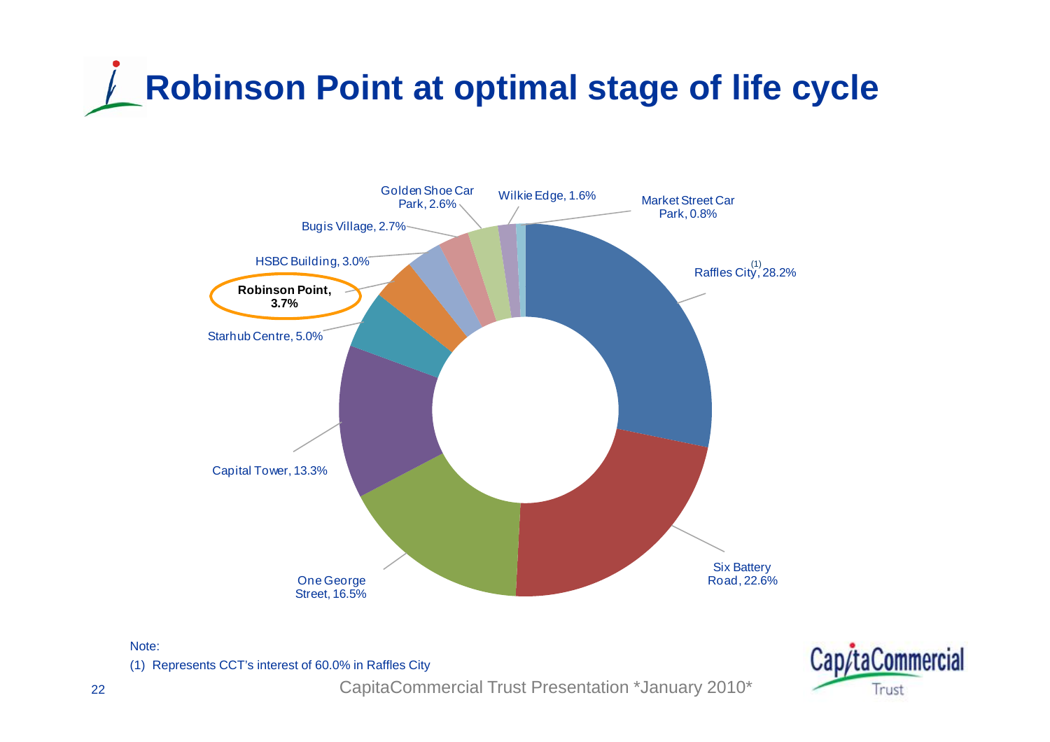# Robinson Point at optimal stage of life cycle

- Raffles City[1], 28.2%
- Six Battery Road, 22.6%
- One George Street, 16.5%
- Capital Tower, 13.3%
- Starhub Centre, 5.0%
- **Robinson Point, 3.7%**
- HSBC Building, 3.0%
- Bugis Village, 2.7%
- Golden Shoe Car Park, 2.6%
- Wilkie Edge, 1.6%
- Market Street Car Park, 0.8%

Note:

(1) Represents CCT's interest of 60.0% in Raffles City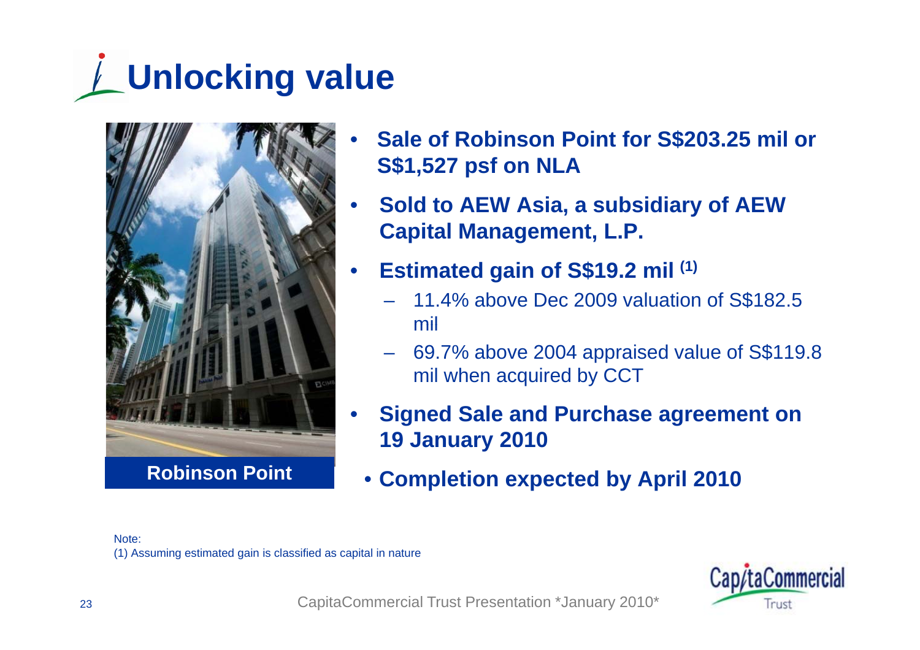# Unlocking value

Robinson Point

- **Sale of Robinson Point for S$203.25 mil or S$1,527 psf on NLA**
- **Sold to AEW Asia, a subsidiary of AEW Capital Management, L.P.**
- **Estimated gain of S$19.2 mil [(1)]**
  - 11.4% above Dec 2009 valuation of S$182.5 mil
  - 69.7% above 2004 appraised value of S$119.8 mil when acquired by CCT
- **Signed Sale and Purchase agreement on 19 January 2010**
- **Completion expected by April 2010**

Note:
(1) Assuming estimated gain is classified as capital in nature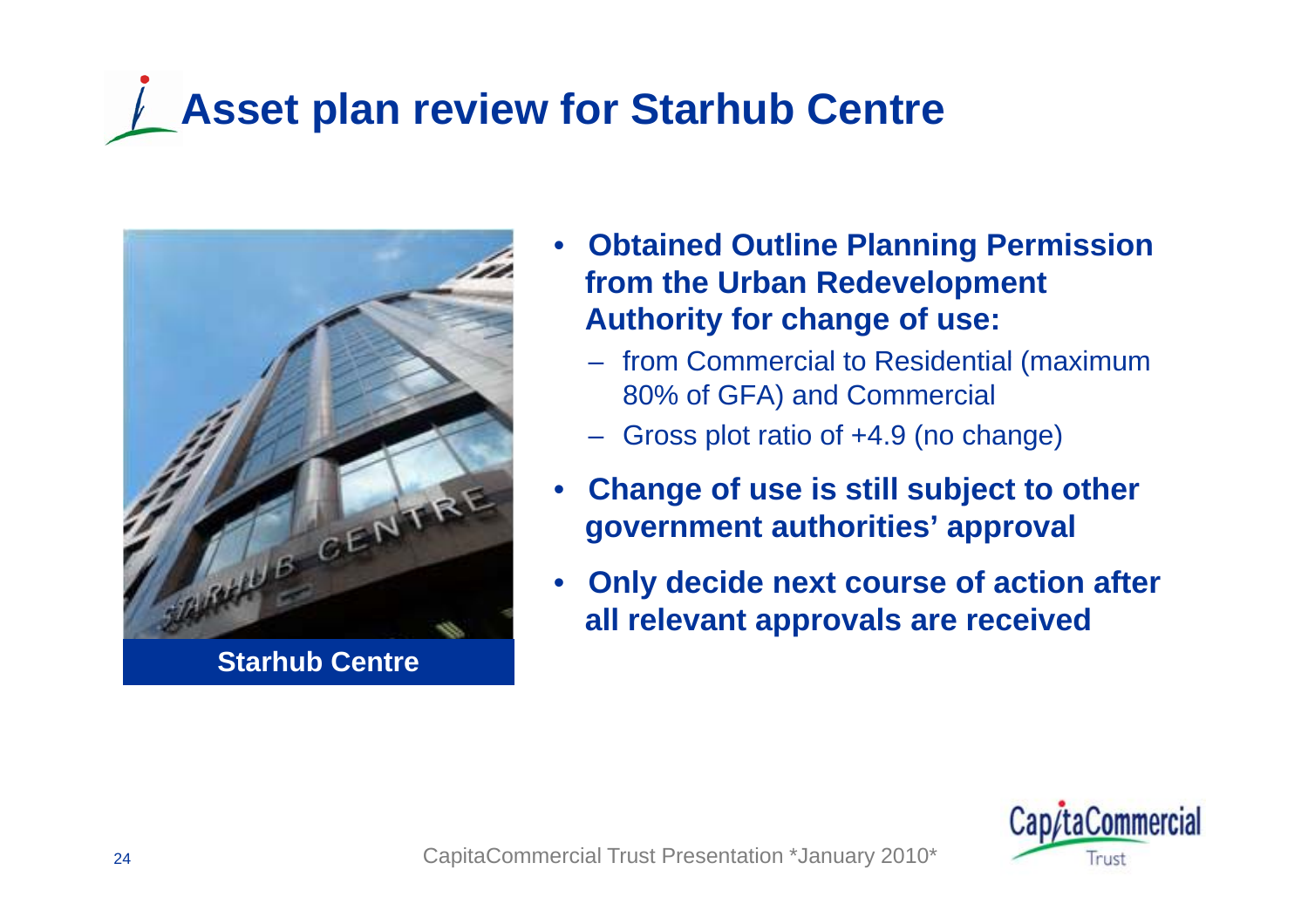# Asset plan review for Starhub Centre

Starhub Centre

- **Obtained Outline Planning Permission from the Urban Redevelopment Authority for change of use:**
  - from Commercial to Residential (maximum 80% of GFA) and Commercial
  - Gross plot ratio of +4.9 (no change)
- **Change of use is still subject to other government authorities' approval**
- **Only decide next course of action after all relevant approvals are received**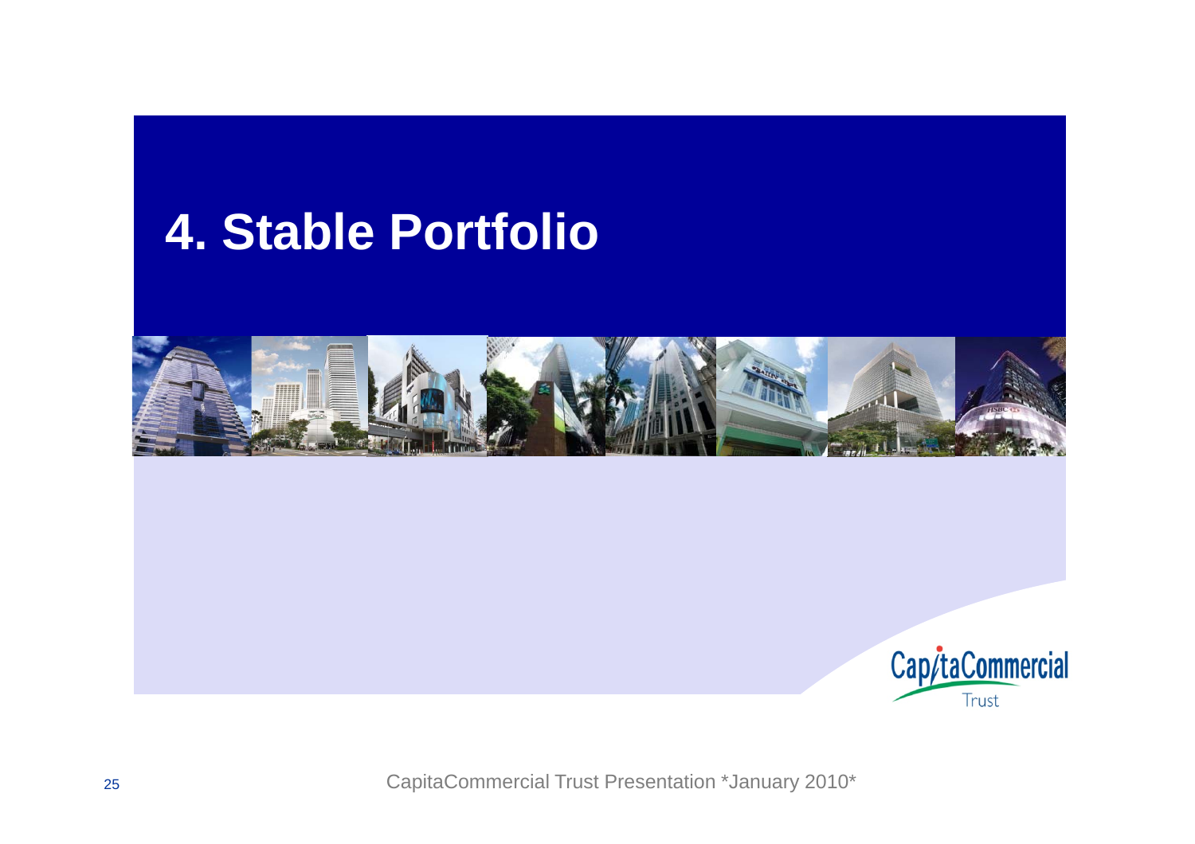# 4. Stable Portfolio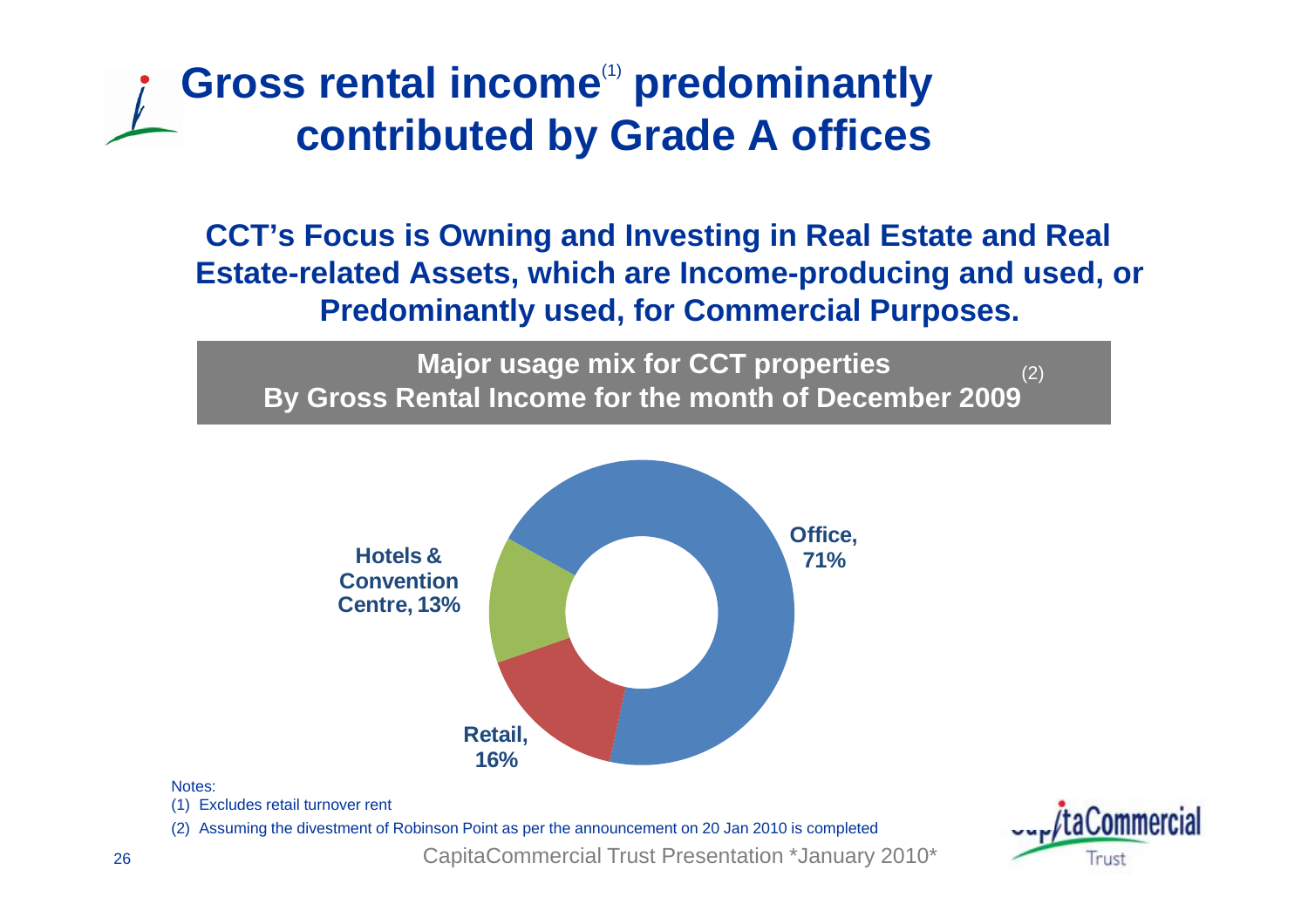# Gross rental income[1] predominantly contributed by Grade A offices

**CCT's Focus is Owning and Investing in Real Estate and Real Estate-related Assets, which are Income-producing and used, or Predominantly used, for Commercial Purposes.**

**Major usage mix for CCT properties**
**By Gross Rental Income for the month of December 2009**[2]

| Usage | Share |
|---|---|
| Office | 71% |
| Retail | 16% |
| Hotels & Convention Centre | 13% |

Notes:

(1) Excludes retail turnover rent

(2) Assuming the divestment of Robinson Point as per the announcement on 20 Jan 2010 is completed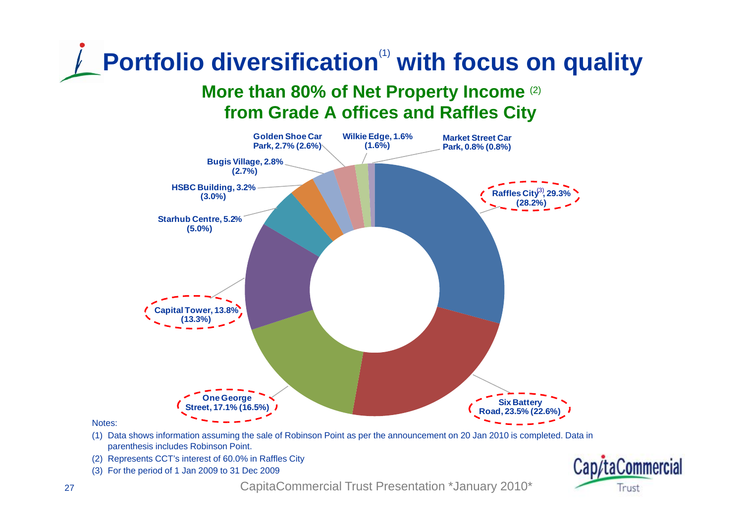# Portfolio diversification[1] with focus on quality

## More than 80% of Net Property Income [2] from Grade A offices and Raffles City

- Raffles City[3], 29.3% (28.2%)
- Six Battery Road, 23.5% (22.6%)
- One George Street, 17.1% (16.5%)
- Capital Tower, 13.8% (13.3%)
- Starhub Centre, 5.2% (5.0%)
- HSBC Building, 3.2% (3.0%)
- Bugis Village, 2.8% (2.7%)
- Golden Shoe Car Park, 2.7% (2.6%)
- Wilkie Edge, 1.6% (1.6%)
- Market Street Car Park, 0.8% (0.8%)

Notes:

(1) Data shows information assuming the sale of Robinson Point as per the announcement on 20 Jan 2010 is completed. Data in parenthesis includes Robinson Point.

(2) Represents CCT's interest of 60.0% in Raffles City

(3) For the period of 1 Jan 2009 to 31 Dec 2009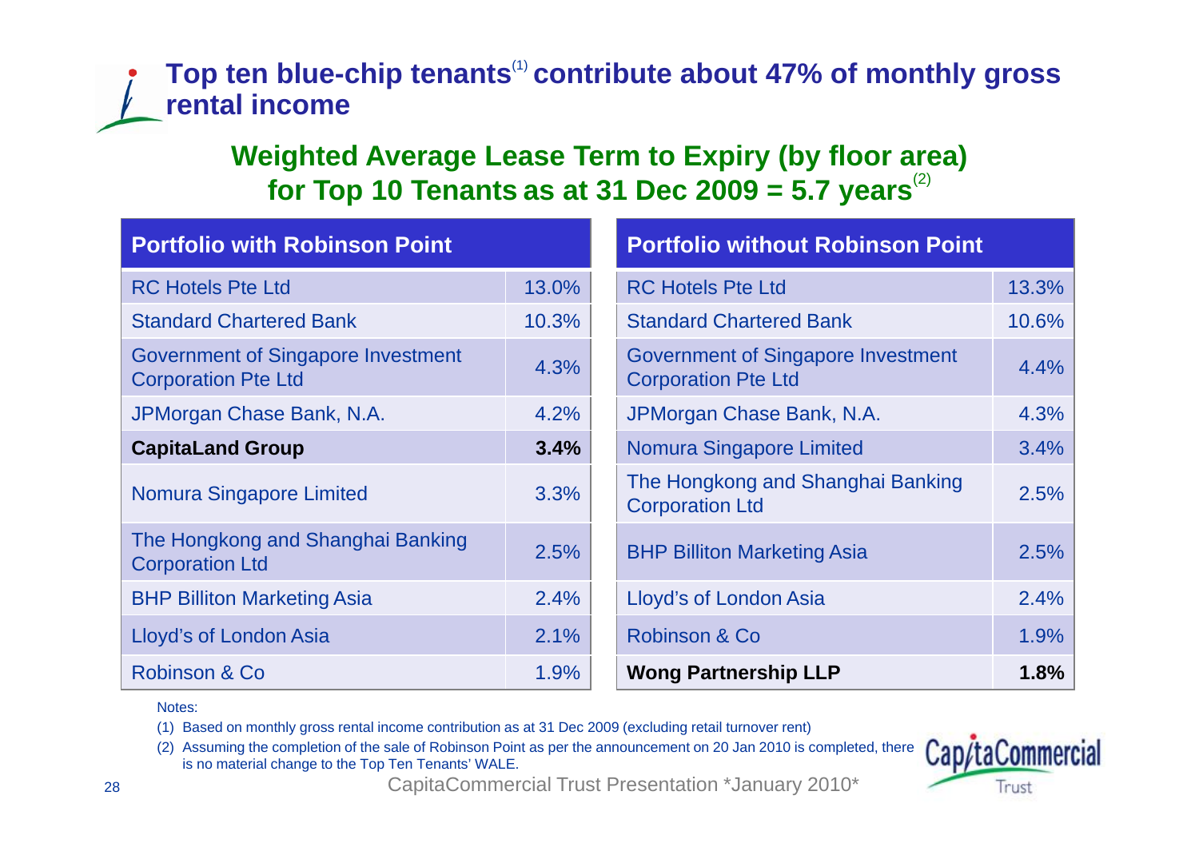# Top ten blue-chip tenants[1] contribute about 47% of monthly gross rental income

## Weighted Average Lease Term to Expiry (by floor area) for Top 10 Tenants as at 31 Dec 2009 = 5.7 years[2]

| Portfolio with Robinson Point | |
|---|---|
| RC Hotels Pte Ltd | 13.0% |
| Standard Chartered Bank | 10.3% |
| Government of Singapore Investment Corporation Pte Ltd | 4.3% |
| JPMorgan Chase Bank, N.A. | 4.2% |
| **CapitaLand Group** | **3.4%** |
| Nomura Singapore Limited | 3.3% |
| The Hongkong and Shanghai Banking Corporation Ltd | 2.5% |
| BHP Billiton Marketing Asia | 2.4% |
| Lloyd's of London Asia | 2.1% |
| Robinson & Co | 1.9% |

| Portfolio without Robinson Point | |
|---|---|
| RC Hotels Pte Ltd | 13.3% |
| Standard Chartered Bank | 10.6% |
| Government of Singapore Investment Corporation Pte Ltd | 4.4% |
| JPMorgan Chase Bank, N.A. | 4.3% |
| Nomura Singapore Limited | 3.4% |
| The Hongkong and Shanghai Banking Corporation Ltd | 2.5% |
| BHP Billiton Marketing Asia | 2.5% |
| Lloyd's of London Asia | 2.4% |
| Robinson & Co | 1.9% |
| **Wong Partnership LLP** | **1.8%** |

Notes:

(1) Based on monthly gross rental income contribution as at 31 Dec 2009 (excluding retail turnover rent)

(2) Assuming the completion of the sale of Robinson Point as per the announcement on 20 Jan 2010 is completed, there is no material change to the Top Ten Tenants' WALE.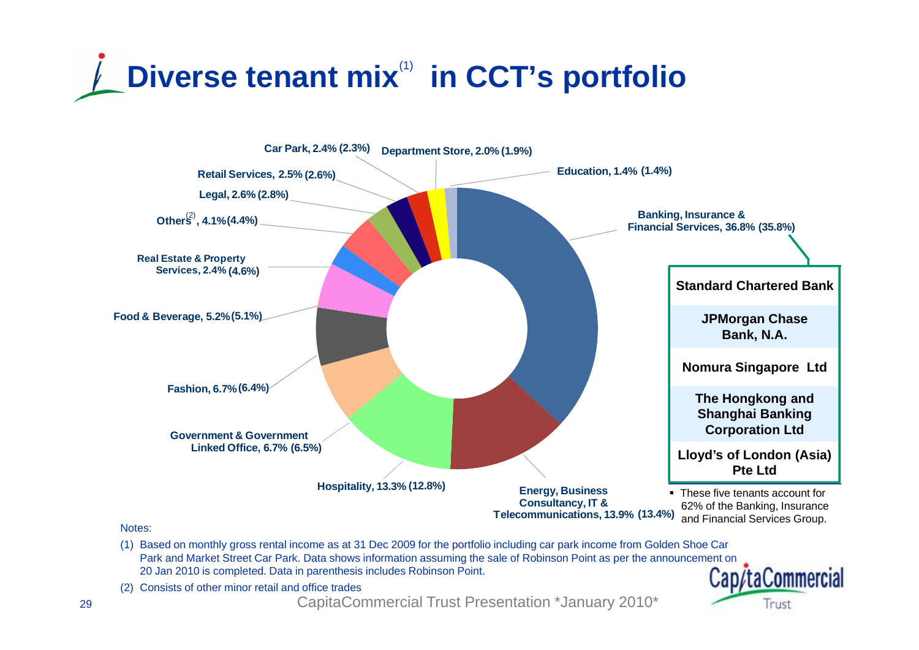# Diverse tenant mix[1] in CCT's portfolio

| Tenant Trade Sector | % | (% incl. Robinson Point) |
|---|---|---|
| Banking, Insurance & Financial Services | 36.8% | (35.8%) |
| Energy, Business Consultancy, IT & Telecommunications | 13.9% | (13.4%) |
| Hospitality | 13.3% | (12.8%) |
| Government & Government Linked Office | 6.7% | (6.5%) |
| Fashion | 6.7% | (6.4%) |
| Food & Beverage | 5.2% | (5.1%) |
| Real Estate & Property Services | 2.4% | (4.6%) |
| Others[2] | 4.1% | (4.4%) |
| Legal | 2.6% | (2.8%) |
| Retail Services | 2.5% | (2.6%) |
| Car Park | 2.4% | (2.3%) |
| Department Store | 2.0% | (1.9%) |
| Education | 1.4% | (1.4%) |

**Banking, Insurance & Financial Services:**

- **Standard Chartered Bank**
- **JPMorgan Chase Bank, N.A.**
- **Nomura Singapore Ltd**
- **The Hongkong and Shanghai Banking Corporation Ltd**
- **Lloyd's of London (Asia) Pte Ltd**

- These five tenants account for 62% of the Banking, Insurance and Financial Services Group.

Notes:

(1) Based on monthly gross rental income as at 31 Dec 2009 for the portfolio including car park income from Golden Shoe Car Park and Market Street Car Park. Data shows information assuming the sale of Robinson Point as per the announcement on 20 Jan 2010 is completed. Data in parenthesis includes Robinson Point.

(2) Consists of other minor retail and office trades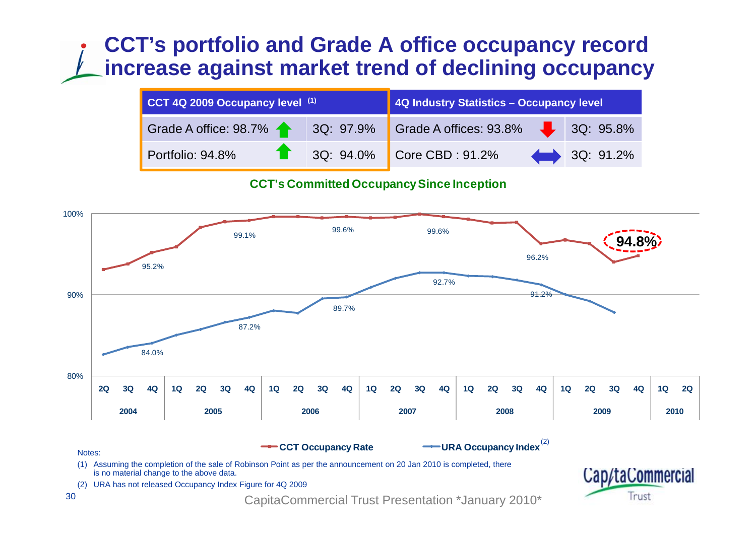# CCT's portfolio and Grade A office occupancy record increase against market trend of declining occupancy

| CCT 4Q 2009 Occupancy level (1) | | 4Q Industry Statistics – Occupancy level | |
|---|---|---|---|
| Grade A office: 98.7% ↑ | 3Q: 97.9% | Grade A offices: 93.8% ↓ | 3Q: 95.8% |
| Portfolio: 94.8% ↑ | 3Q: 94.0% | Core CBD : 91.2% ↔ | 3Q: 91.2% |

**CCT's Committed Occupancy Since Inception**

| Period | CCT Occupancy Rate | URA Occupancy Index (2) |
|---|---|---|
| 4Q 2004 | 95.2% | 84.0% |
| 4Q 2005 | 99.1% | 87.2% |
| 4Q 2006 | 99.6% | 89.7% |
| 4Q 2007 | 99.6% | 92.7% |
| 4Q 2008 | 96.2% | 91.2% |
| 4Q 2009 | 94.8% | |

Notes:

(1) Assuming the completion of the sale of Robinson Point as per the announcement on 20 Jan 2010 is completed, there is no material change to the above data.

(2) URA has not released Occupancy Index Figure for 4Q 2009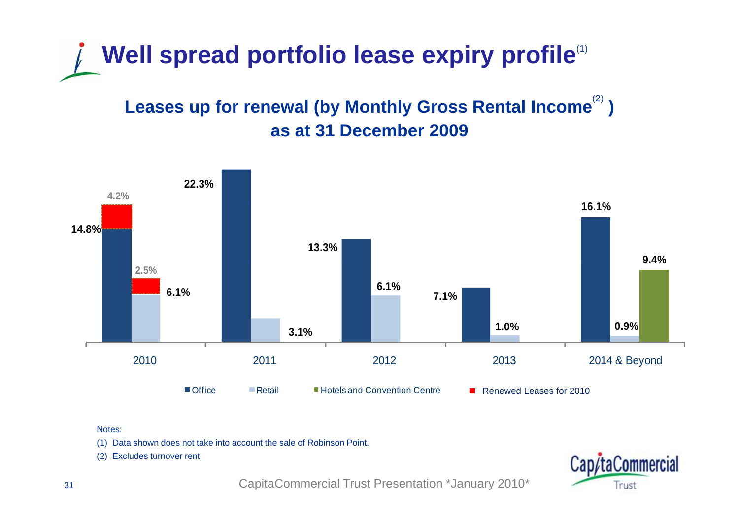# Well spread portfolio lease expiry profile[1]

## Leases up for renewal (by Monthly Gross Rental Income[2]) as at 31 December 2009

| | Office | Retail | Hotels and Convention Centre | Renewed Leases for 2010 |
|---|---|---|---|---|
| 2010 | 14.8% | 6.1% | | 4.2% (Office), 2.5% (Retail) |
| 2011 | 22.3% | 3.1% | | |
| 2012 | 13.3% | 6.1% | | |
| 2013 | 7.1% | 1.0% | | |
| 2014 & Beyond | 16.1% | 0.9% | 9.4% | |

Notes:

(1) Data shown does not take into account the sale of Robinson Point.

(2) Excludes turnover rent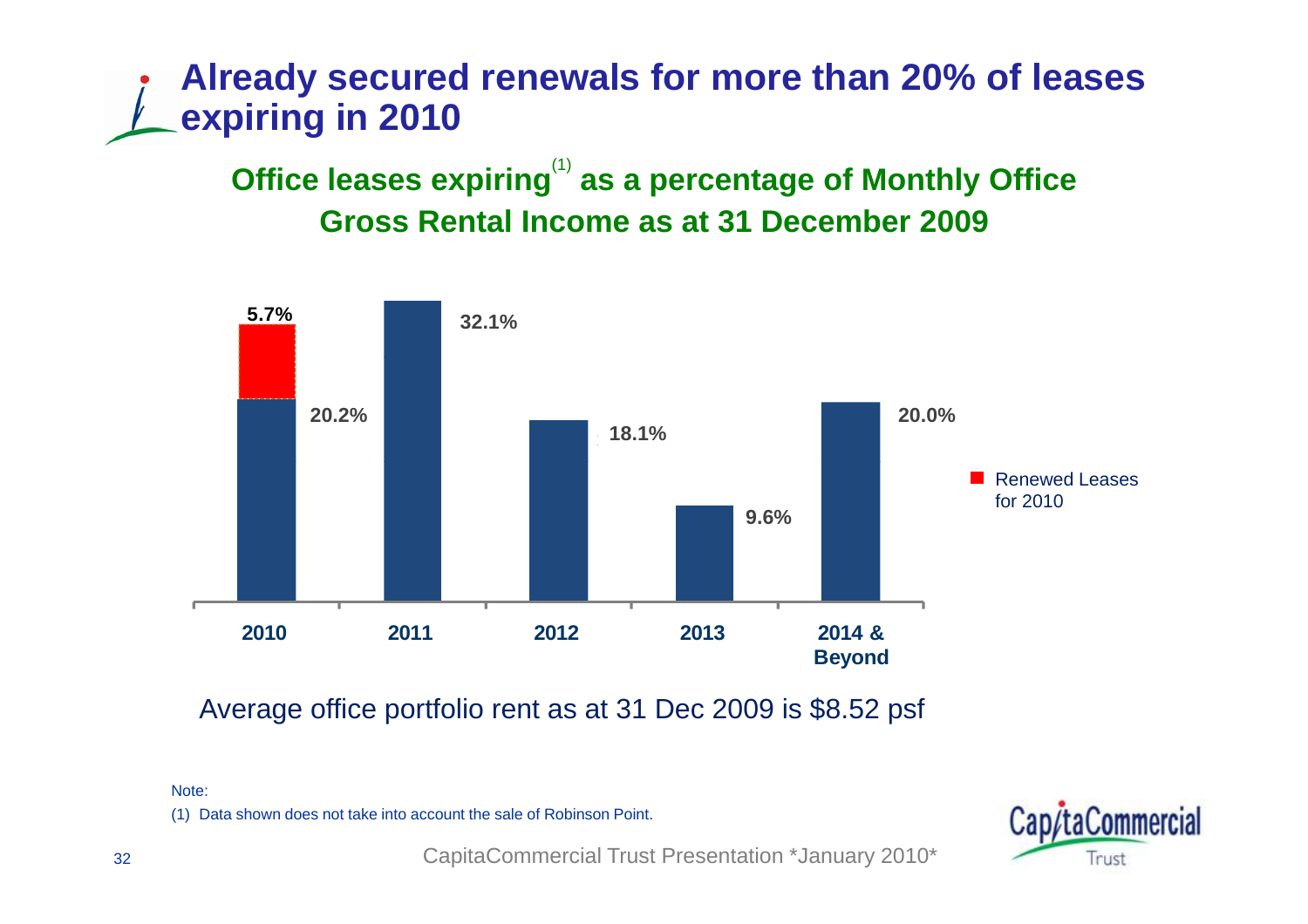# Already secured renewals for more than 20% of leases expiring in 2010

## Office leases expiring[1] as a percentage of Monthly Office Gross Rental Income as at 31 December 2009

| Year | Office leases expiring | Renewed Leases for 2010 |
|---|---|---|
| 2010 | 20.2% | 5.7% |
| 2011 | 32.1% | |
| 2012 | 18.1% | |
| 2013 | 9.6% | |
| 2014 & Beyond | 20.0% | |

Average office portfolio rent as at 31 Dec 2009 is $8.52 psf

Note:

(1) Data shown does not take into account the sale of Robinson Point.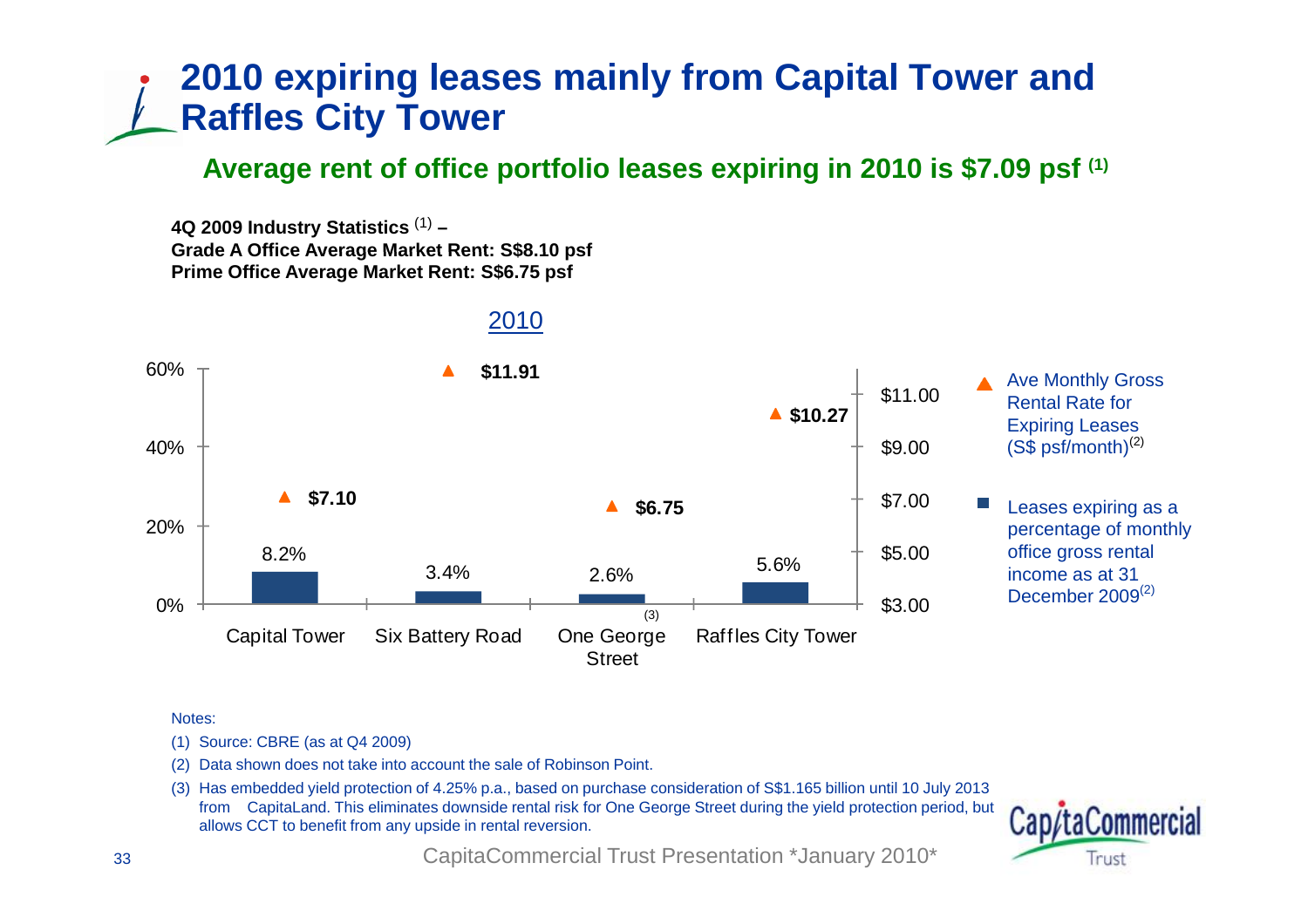# 2010 expiring leases mainly from Capital Tower and Raffles City Tower

## Average rent of office portfolio leases expiring in 2010 is $7.09 psf [(1)]

**4Q 2009 Industry Statistics** [(1)] **–**
**Grade A Office Average Market Rent: S$8.10 psf**
**Prime Office Average Market Rent: S$6.75 psf**

2010

| Property | Leases expiring as a percentage of monthly office gross rental income as at 31 December 2009[(2)] | Ave Monthly Gross Rental Rate for Expiring Leases (S$ psf/month)[(2)] |
|---|---|---|
| Capital Tower | 8.2% | $7.10 |
| Six Battery Road | 3.4% | $11.91 |
| One George Street[(3)] | 2.6% | $6.75 |
| Raffles City Tower | 5.6% | $10.27 |

Notes:

(1) Source: CBRE (as at Q4 2009)

(2) Data shown does not take into account the sale of Robinson Point.

(3) Has embedded yield protection of 4.25% p.a., based on purchase consideration of S$1.165 billion until 10 July 2013 from CapitaLand. This eliminates downside rental risk for One George Street during the yield protection period, but allows CCT to benefit from any upside in rental reversion.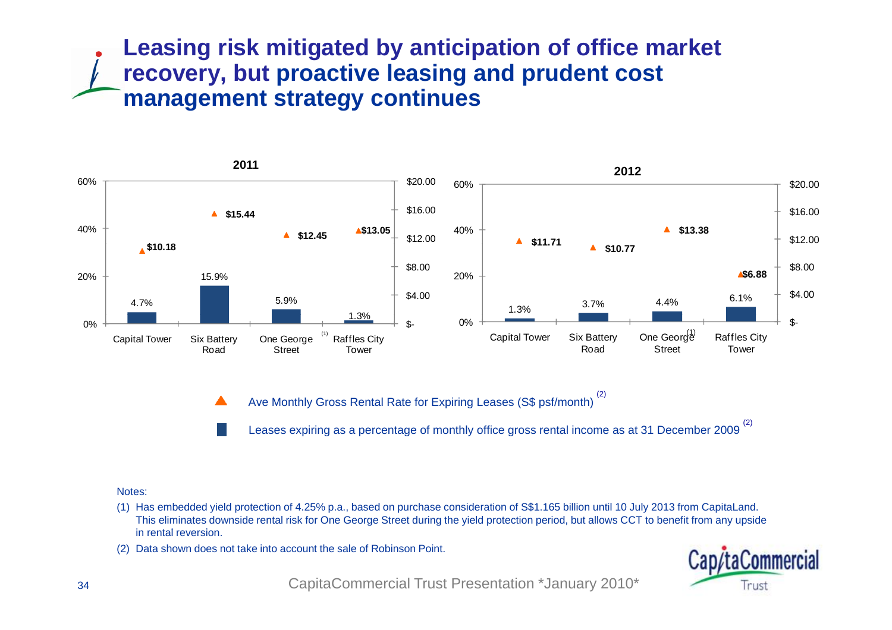# Leasing risk mitigated by anticipation of office market recovery, but proactive leasing and prudent cost management strategy continues

**2011**

| | Capital Tower | Six Battery Road | One George Street (1) | Raffles City Tower |
|---|---|---|---|---|
| Ave Monthly Gross Rental Rate for Expiring Leases (S$ psf/month) | $10.18 | $15.44 | $12.45 | $13.05 |
| Leases expiring as a percentage of monthly office gross rental income | 4.7% | 15.9% | 5.9% | 1.3% |

**2012**

| | Capital Tower | Six Battery Road | One George Street (1) | Raffles City Tower |
|---|---|---|---|---|
| Ave Monthly Gross Rental Rate for Expiring Leases (S$ psf/month) | $11.71 | $10.77 | $13.38 | $6.88 |
| Leases expiring as a percentage of monthly office gross rental income | 1.3% | 3.7% | 4.4% | 6.1% |

▲ Ave Monthly Gross Rental Rate for Expiring Leases (S$ psf/month) (2)

■ Leases expiring as a percentage of monthly office gross rental income as at 31 December 2009 (2)

Notes:

(1) Has embedded yield protection of 4.25% p.a., based on purchase consideration of S$1.165 billion until 10 July 2013 from CapitaLand. This eliminates downside rental risk for One George Street during the yield protection period, but allows CCT to benefit from any upside in rental reversion.

(2) Data shown does not take into account the sale of Robinson Point.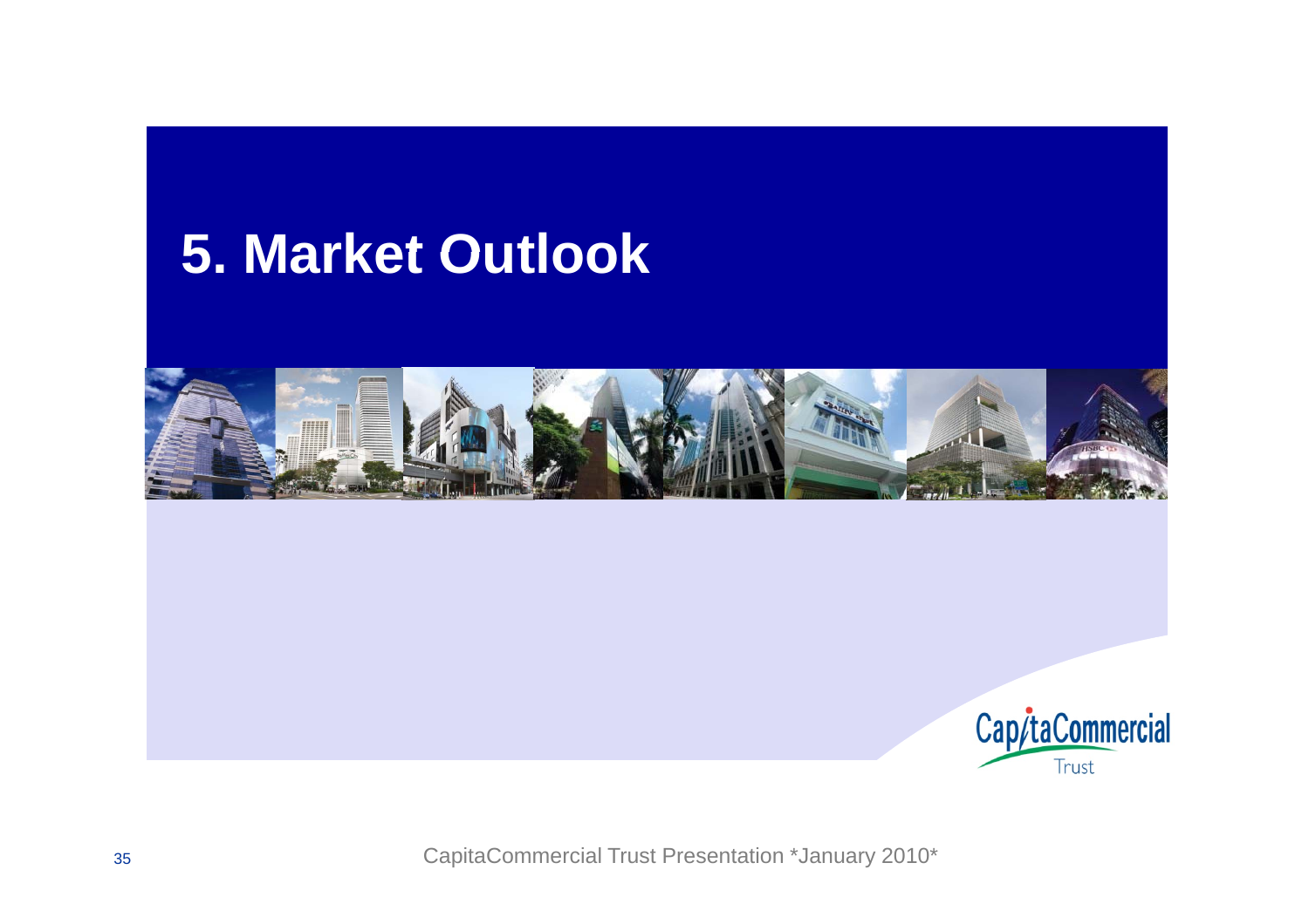# 5. Market Outlook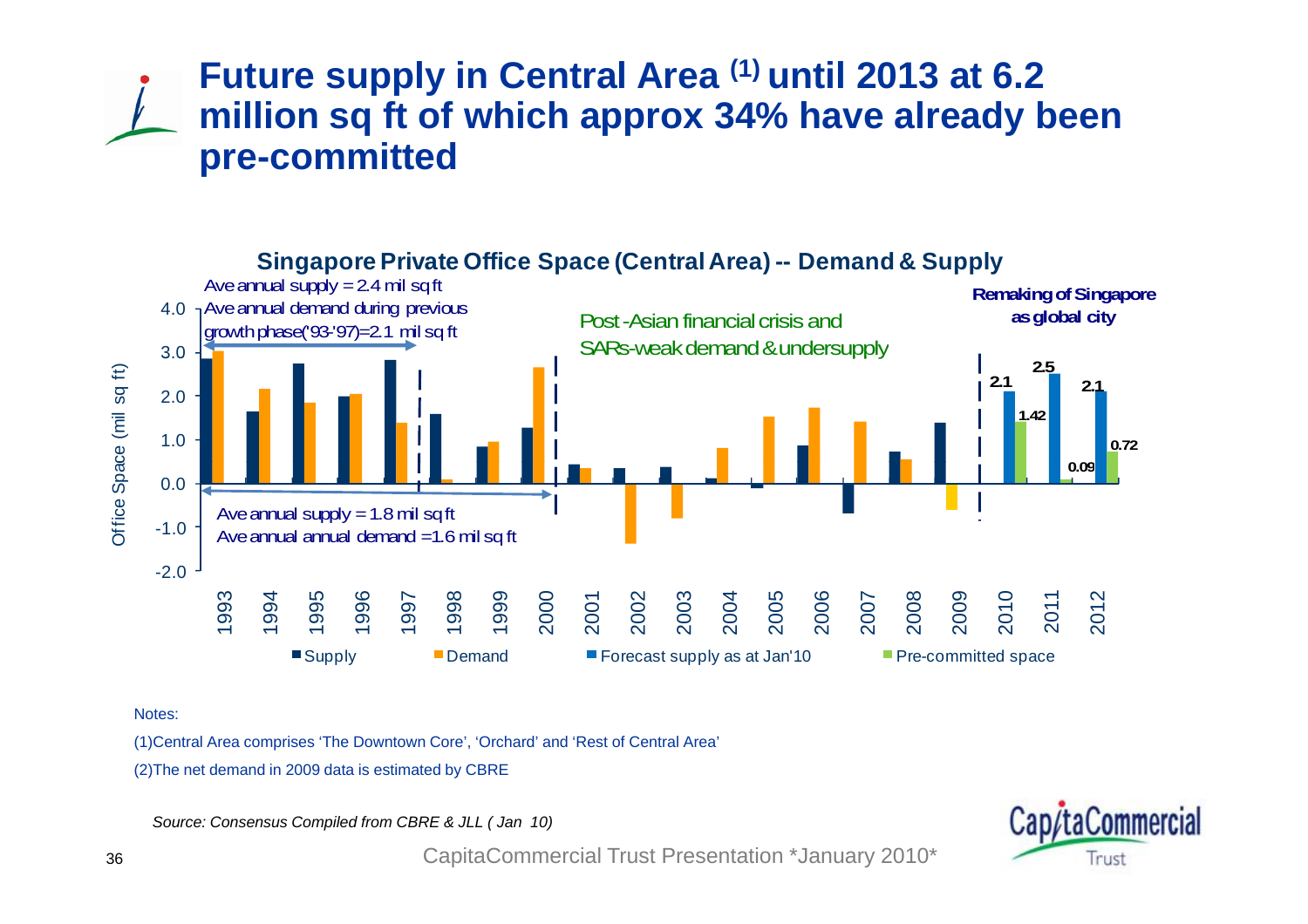# Future supply in Central Area [(1)] until 2013 at 6.2 million sq ft of which approx 34% have already been pre-committed

**Singapore Private Office Space (Central Area) -- Demand & Supply**

Ave annual supply = 2.4 mil sq ft
Ave annual demand during previous growth phase('93-'97)=2.1 mil sq ft

Post-Asian financial crisis and SARs-weak demand & undersupply

**Remaking of Singapore as global city**

Ave annual supply = 1.8 mil sq ft
Ave annual annual demand =1.6 mil sq ft

| Year | Forecast supply as at Jan'10 | Pre-committed space |
|---|---|---|
| 2010 | 2.1 | 1.42 |
| 2011 | 2.5 | 0.09 |
| 2012 | 2.1 | 0.72 |

Supply | Demand | Forecast supply as at Jan'10 | Pre-committed space

Notes:

(1)Central Area comprises 'The Downtown Core', 'Orchard' and 'Rest of Central Area'

(2)The net demand in 2009 data is estimated by CBRE

*Source: Consensus Compiled from CBRE & JLL ( Jan 10)*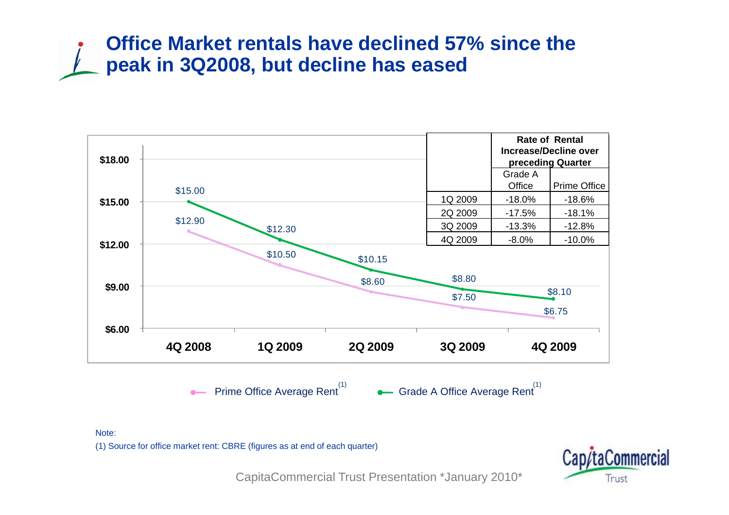# Office Market rentals have declined 57% since the peak in 3Q2008, but decline has eased

| | Rate of Rental Increase/Decline over preceding Quarter | |
|---|---|---|
| | Grade A Office | Prime Office |
| 1Q 2009 | -18.0% | -18.6% |
| 2Q 2009 | -17.5% | -18.1% |
| 3Q 2009 | -13.3% | -12.8% |
| 4Q 2009 | -8.0% | -10.0% |

| | 4Q 2008 | 1Q 2009 | 2Q 2009 | 3Q 2009 | 4Q 2009 |
|---|---|---|---|---|---|
| Prime Office Average Rent [1] | $12.90 | $10.50 | $8.60 | $7.50 | $6.75 |
| Grade A Office Average Rent [1] | $15.00 | $12.30 | $10.15 | $8.80 | $8.10 |

Note:

(1) Source for office market rent: CBRE (figures as at end of each quarter)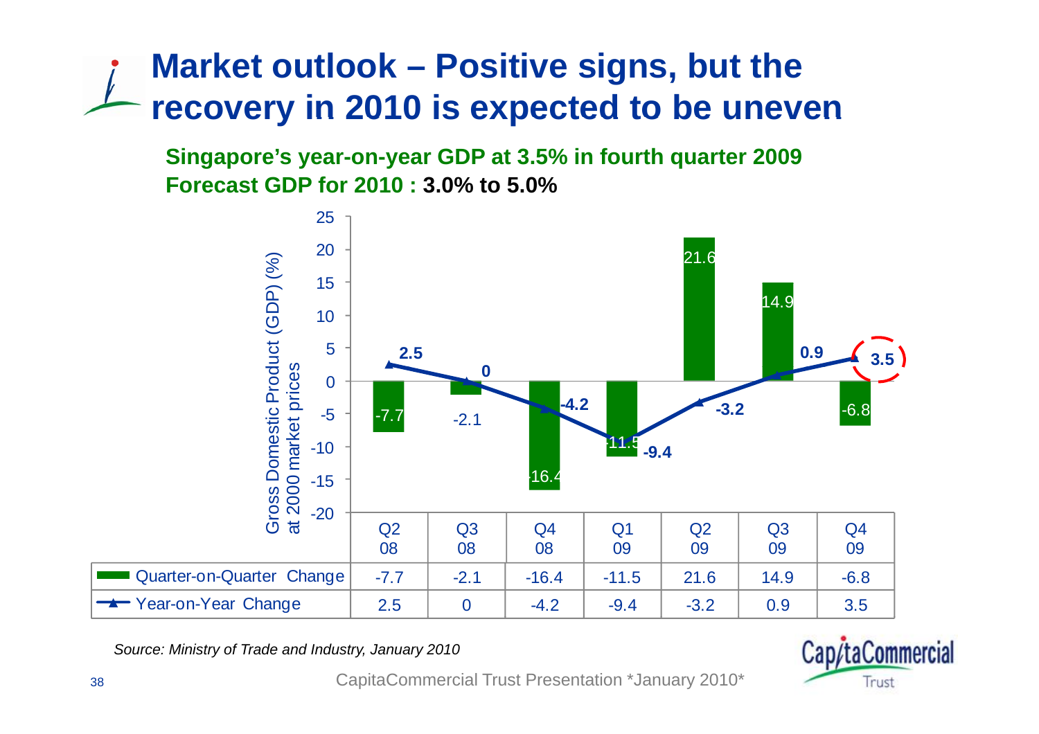# Market outlook – Positive signs, but the recovery in 2010 is expected to be uneven

**Singapore's year-on-year GDP at 3.5% in fourth quarter 2009**
**Forecast GDP for 2010 : 3.0% to 5.0%**

Gross Domestic Product (GDP) (%) at 2000 market prices

| | Q2 08 | Q3 08 | Q4 08 | Q1 09 | Q2 09 | Q3 09 | Q4 09 |
|---|---|---|---|---|---|---|---|
| Quarter-on-Quarter Change | -7.7 | -2.1 | -16.4 | -11.5 | 21.6 | 14.9 | -6.8 |
| Year-on-Year Change | 2.5 | 0 | -4.2 | -9.4 | -3.2 | 0.9 | 3.5 |

*Source: Ministry of Trade and Industry, January 2010*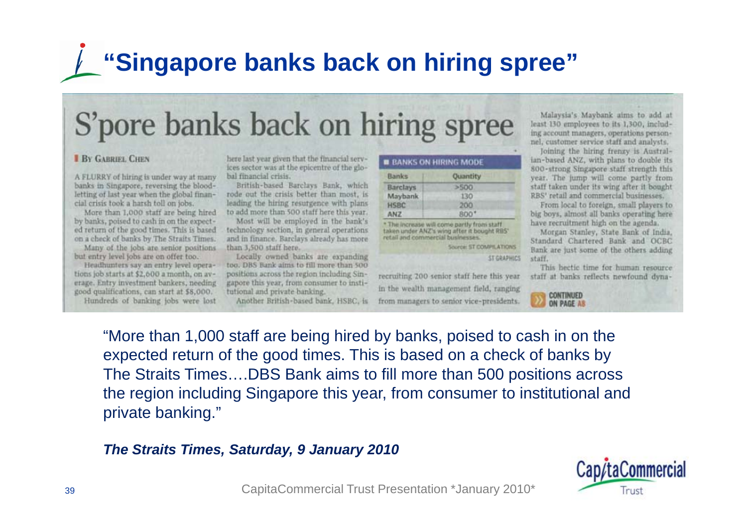# "Singapore banks back on hiring spree"

# S'pore banks back on hiring spree

**By Gabriel Chen**

A FLURRY of hiring is under way at many banks in Singapore, reversing the blood-letting of last year when the global financial crisis took a harsh toll on jobs.

More than 1,000 staff are being hired by banks, poised to cash in on the expected return of the good times. This is based on a check of banks by The Straits Times.

Many of the jobs are senior positions but entry level jobs are on offer too.

Headhunters say an entry level operations job starts at $2,600 a month, on average. Entry investment bankers, needing good qualifications, can start at $8,000.

Hundreds of banking jobs were lost here last year given that the financial services sector was at the epicentre of the global financial crisis.

British-based Barclays Bank, which rode out the crisis better than most, is leading the hiring resurgence with plans to add more than 500 staff here this year.

Most will be employed in the bank's technology section, in general operations and in finance. Barclays already has more than 3,500 staff here.

Locally owned banks are expanding too. DBS Bank aims to fill more than 500 positions across the region including Singapore this year, from consumer to institutional and private banking.

Another British-based bank, HSBC, is recruiting 200 senior staff here this year in the wealth management field, ranging from managers to senior vice-presidents.

**BANKS ON HIRING MODE**

| Banks | Quantity |
|---|---|
| Barclays | >500 |
| Maybank | 130 |
| HSBC | 200 |
| ANZ | 800* |

* The increase will come partly from staff taken under ANZ's wing after it bought RBS' retail and commercial businesses.

Source: ST COMPILATIONS

ST GRAPHICS

Malaysia's Maybank aims to add at least 130 employees to its 1,300, including account managers, operations personnel, customer service staff and analysts.

Joining the hiring frenzy is Australian-based ANZ, with plans to double its 800-strong Singapore staff strength this year. The jump will come partly from staff taken under its wing after it bought RBS' retail and commercial businesses.

From local to foreign, small players to big boys, almost all banks operating here have recruitment high on the agenda.

Morgan Stanley, State Bank of India, Standard Chartered Bank and OCBC Bank are just some of the others adding staff.

This hectic time for human resource staff at banks reflects newfound dyna-

CONTINUED ON PAGE A8

"More than 1,000 staff are being hired by banks, poised to cash in on the expected return of the good times. This is based on a check of banks by The Straits Times….DBS Bank aims to fill more than 500 positions across the region including Singapore this year, from consumer to institutional and private banking."

***The Straits Times, Saturday, 9 January 2010***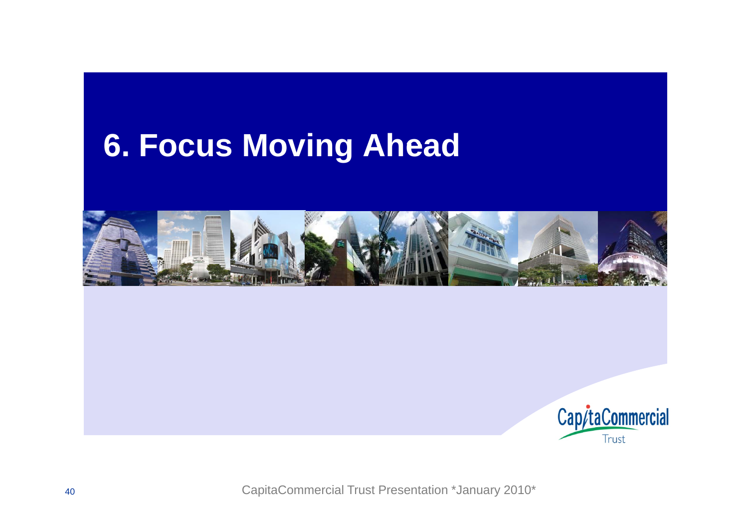# 6. Focus Moving Ahead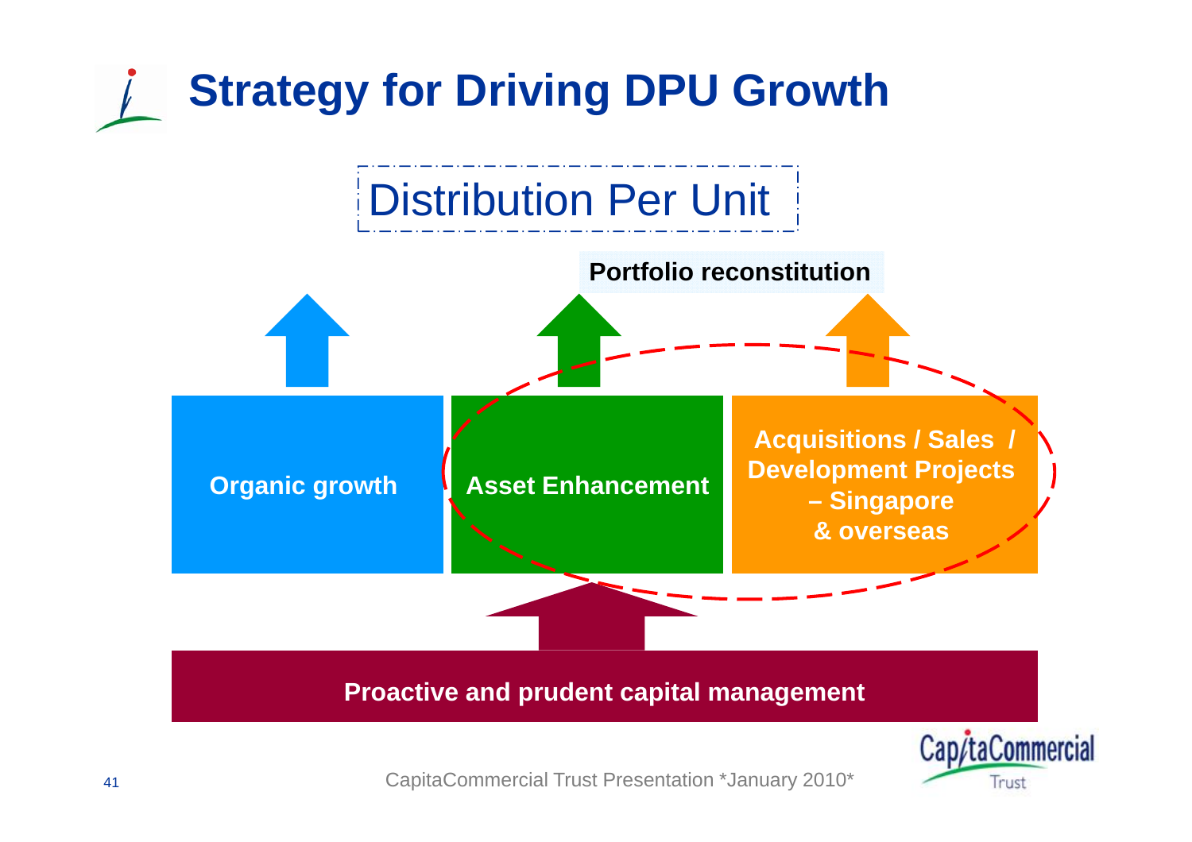# Strategy for Driving DPU Growth

Distribution Per Unit

**Portfolio reconstitution**

**Organic growth**

**Asset Enhancement**

**Acquisitions / Sales / Development Projects – Singapore & overseas**

**Proactive and prudent capital management**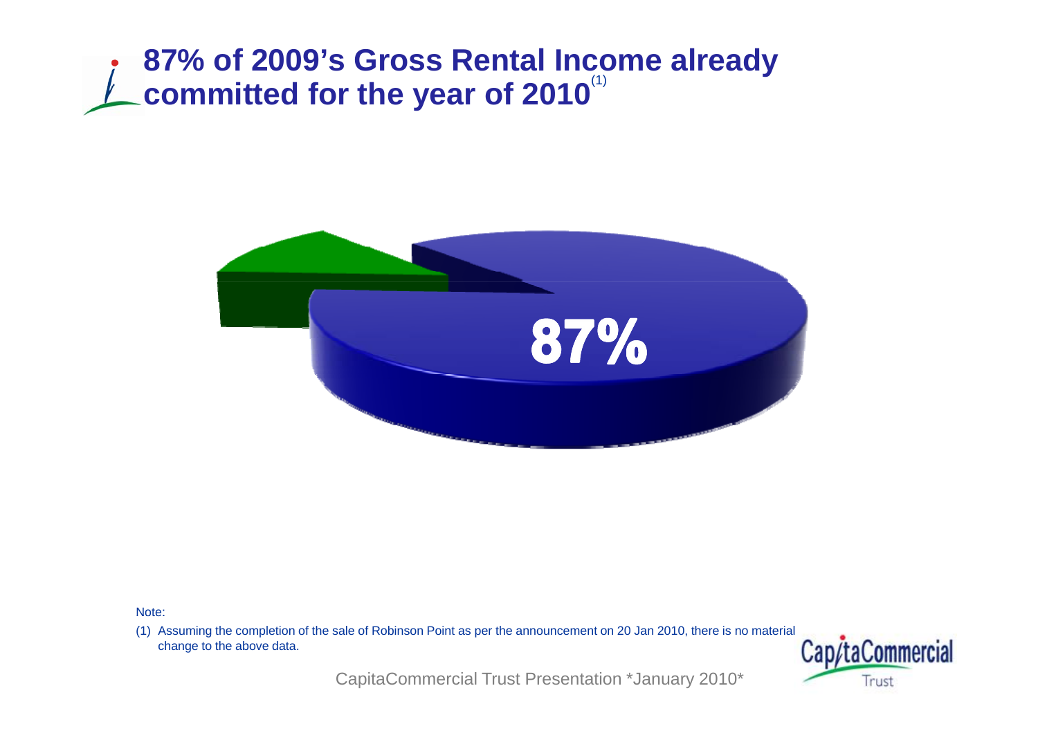# 87% of 2009's Gross Rental Income already committed for the year of 2010[1]

87%

Note:

(1) Assuming the completion of the sale of Robinson Point as per the announcement on 20 Jan 2010, there is no material change to the above data.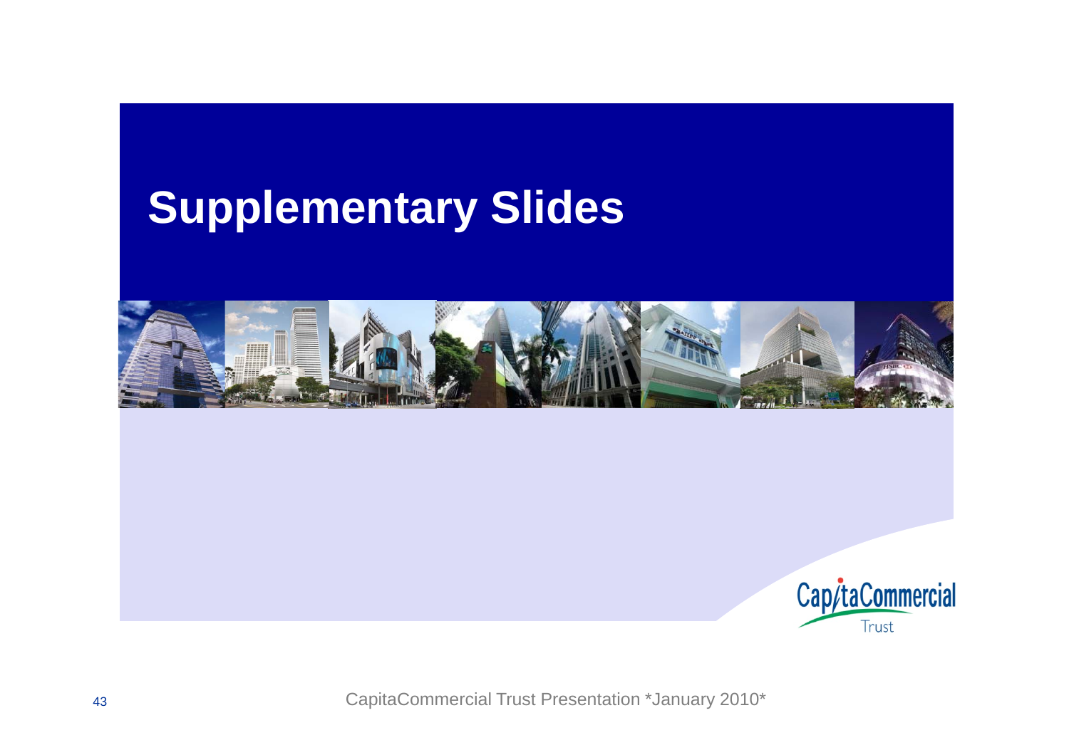# Supplementary Slides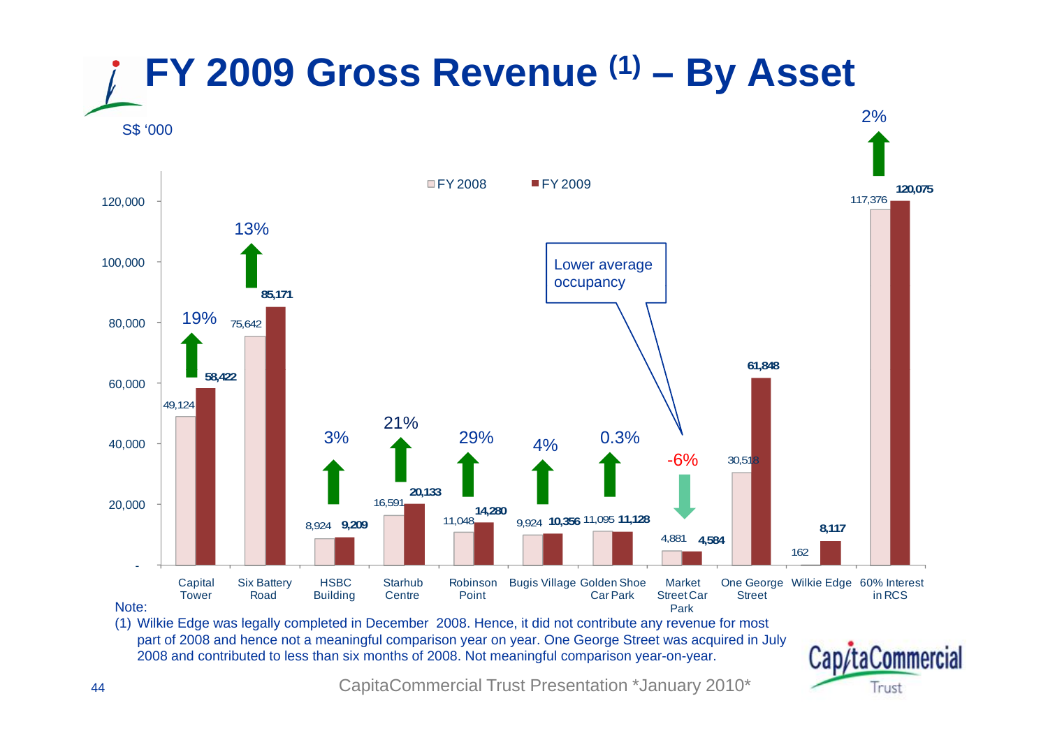# FY 2009 Gross Revenue [(1)] – By Asset

S$ '000

| Asset | FY 2008 | FY 2009 | Change |
|---|---|---|---|
| Capital Tower | 49,124 | 58,422 | 19% |
| Six Battery Road | 75,642 | 85,171 | 13% |
| HSBC Building | 8,924 | 9,209 | 3% |
| Starhub Centre | 16,591 | 20,133 | 21% |
| Robinson Point | 11,048 | 14,280 | 29% |
| Bugis Village | 9,924 | 10,356 | 4% |
| Golden Shoe Car Park | 11,095 | 11,128 | 0.3% |
| Market Street Car Park | 4,881 | 4,584 | -6% |
| One George Street | 30,518 | 61,848 | |
| Wilkie Edge | 162 | 8,117 | |
| 60% Interest in RCS | 117,376 | 120,075 | 2% |

Lower average occupancy

Note:

(1) Wilkie Edge was legally completed in December 2008. Hence, it did not contribute any revenue for most part of 2008 and hence not a meaningful comparison year on year. One George Street was acquired in July 2008 and contributed to less than six months of 2008. Not meaningful comparison year-on-year.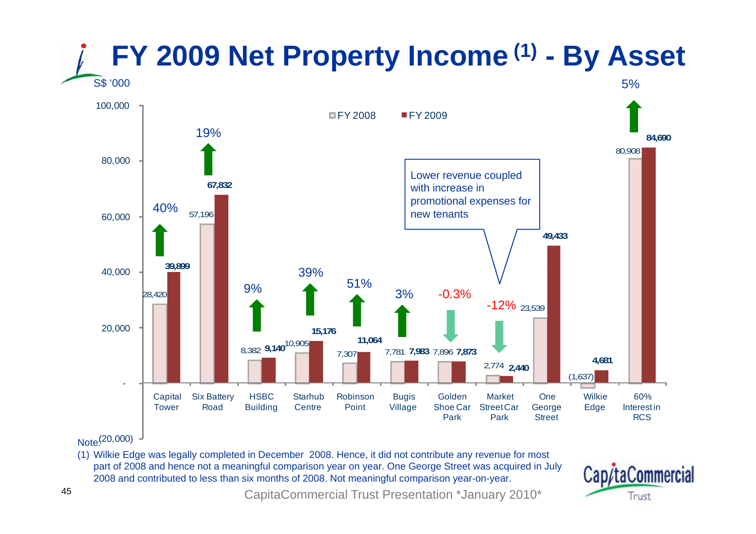# FY 2009 Net Property Income [(1)] - By Asset

S$ '000

| Asset | FY 2008 | FY 2009 | Change |
|---|---|---|---|
| Capital Tower | 28,420 | 39,899 | 40% |
| Six Battery Road | 57,196 | 67,832 | 19% |
| HSBC Building | 8,382 | 9,140 | 9% |
| Starhub Centre | 10,905 | 15,176 | 39% |
| Robinson Point | 7,307 | 11,064 | 51% |
| Bugis Village | 7,781 | 7,983 | 3% |
| Golden Shoe Car Park | 7,896 | 7,873 | -0.3% |
| Market Street Car Park | 2,774 | 2,440 | -12% |
| One George Street | 23,539 | 49,433 | |
| Wilkie Edge | (1,637) | 4,681 | |
| 60% Interest in RCS | 80,908 | 84,690 | 5% |

Lower revenue coupled with increase in promotional expenses for new tenants

Note:

(1) Wilkie Edge was legally completed in December 2008. Hence, it did not contribute any revenue for most part of 2008 and hence not a meaningful comparison year on year. One George Street was acquired in July 2008 and contributed to less than six months of 2008. Not meaningful comparison year-on-year.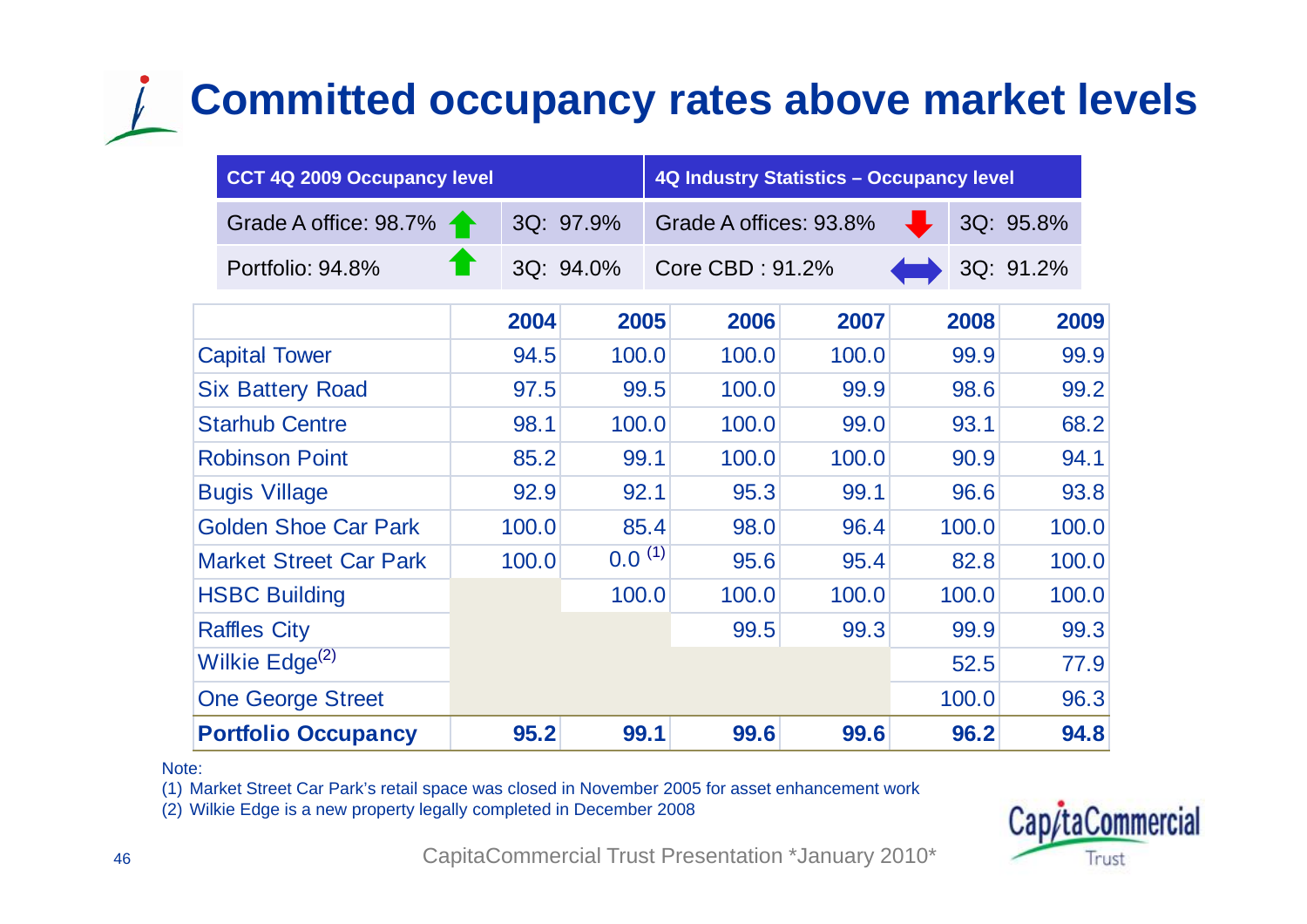# Committed occupancy rates above market levels

| CCT 4Q 2009 Occupancy level | | 4Q Industry Statistics – Occupancy level | |
|---|---|---|---|
| Grade A office: 98.7% ↑ | 3Q: 97.9% | Grade A offices: 93.8% ↓ | 3Q: 95.8% |
| Portfolio: 94.8% ↑ | 3Q: 94.0% | Core CBD : 91.2% ↔ | 3Q: 91.2% |

| | 2004 | 2005 | 2006 | 2007 | 2008 | 2009 |
|---|---|---|---|---|---|---|
| Capital Tower | 94.5 | 100.0 | 100.0 | 100.0 | 99.9 | 99.9 |
| Six Battery Road | 97.5 | 99.5 | 100.0 | 99.9 | 98.6 | 99.2 |
| Starhub Centre | 98.1 | 100.0 | 100.0 | 99.0 | 93.1 | 68.2 |
| Robinson Point | 85.2 | 99.1 | 100.0 | 100.0 | 90.9 | 94.1 |
| Bugis Village | 92.9 | 92.1 | 95.3 | 99.1 | 96.6 | 93.8 |
| Golden Shoe Car Park | 100.0 | 85.4 | 98.0 | 96.4 | 100.0 | 100.0 |
| Market Street Car Park | 100.0 | 0.0 [1] | 95.6 | 95.4 | 82.8 | 100.0 |
| HSBC Building | | 100.0 | 100.0 | 100.0 | 100.0 | 100.0 |
| Raffles City | | | 99.5 | 99.3 | 99.9 | 99.3 |
| Wilkie Edge[2] | | | | | 52.5 | 77.9 |
| One George Street | | | | | 100.0 | 96.3 |
| **Portfolio Occupancy** | **95.2** | **99.1** | **99.6** | **99.6** | **96.2** | **94.8** |

Note:

(1) Market Street Car Park's retail space was closed in November 2005 for asset enhancement work

(2) Wilkie Edge is a new property legally completed in December 2008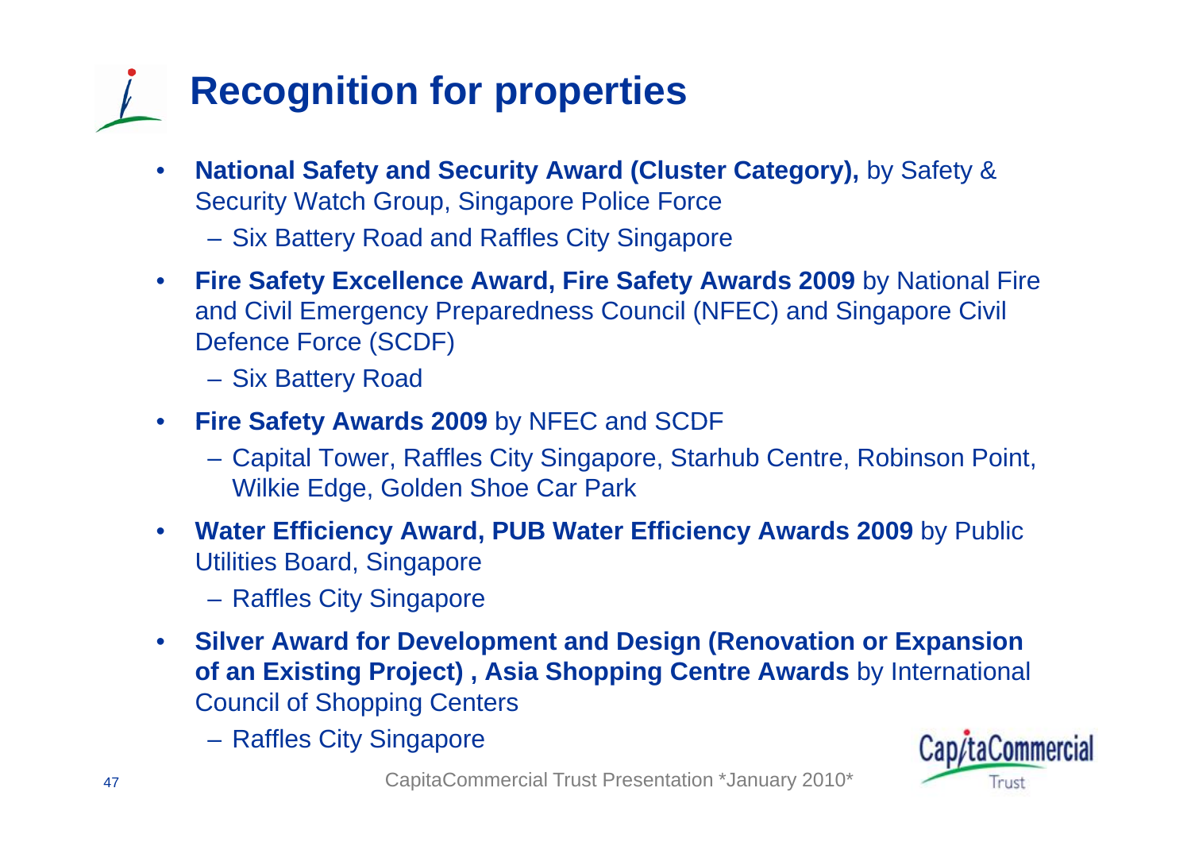# Recognition for properties

- **National Safety and Security Award (Cluster Category),** by Safety & Security Watch Group, Singapore Police Force
  - Six Battery Road and Raffles City Singapore
- **Fire Safety Excellence Award, Fire Safety Awards 2009** by National Fire and Civil Emergency Preparedness Council (NFEC) and Singapore Civil Defence Force (SCDF)
  - Six Battery Road
- **Fire Safety Awards 2009** by NFEC and SCDF
  - Capital Tower, Raffles City Singapore, Starhub Centre, Robinson Point, Wilkie Edge, Golden Shoe Car Park
- **Water Efficiency Award, PUB Water Efficiency Awards 2009** by Public Utilities Board, Singapore
  - Raffles City Singapore
- **Silver Award for Development and Design (Renovation or Expansion of an Existing Project) , Asia Shopping Centre Awards** by International Council of Shopping Centers
  - Raffles City Singapore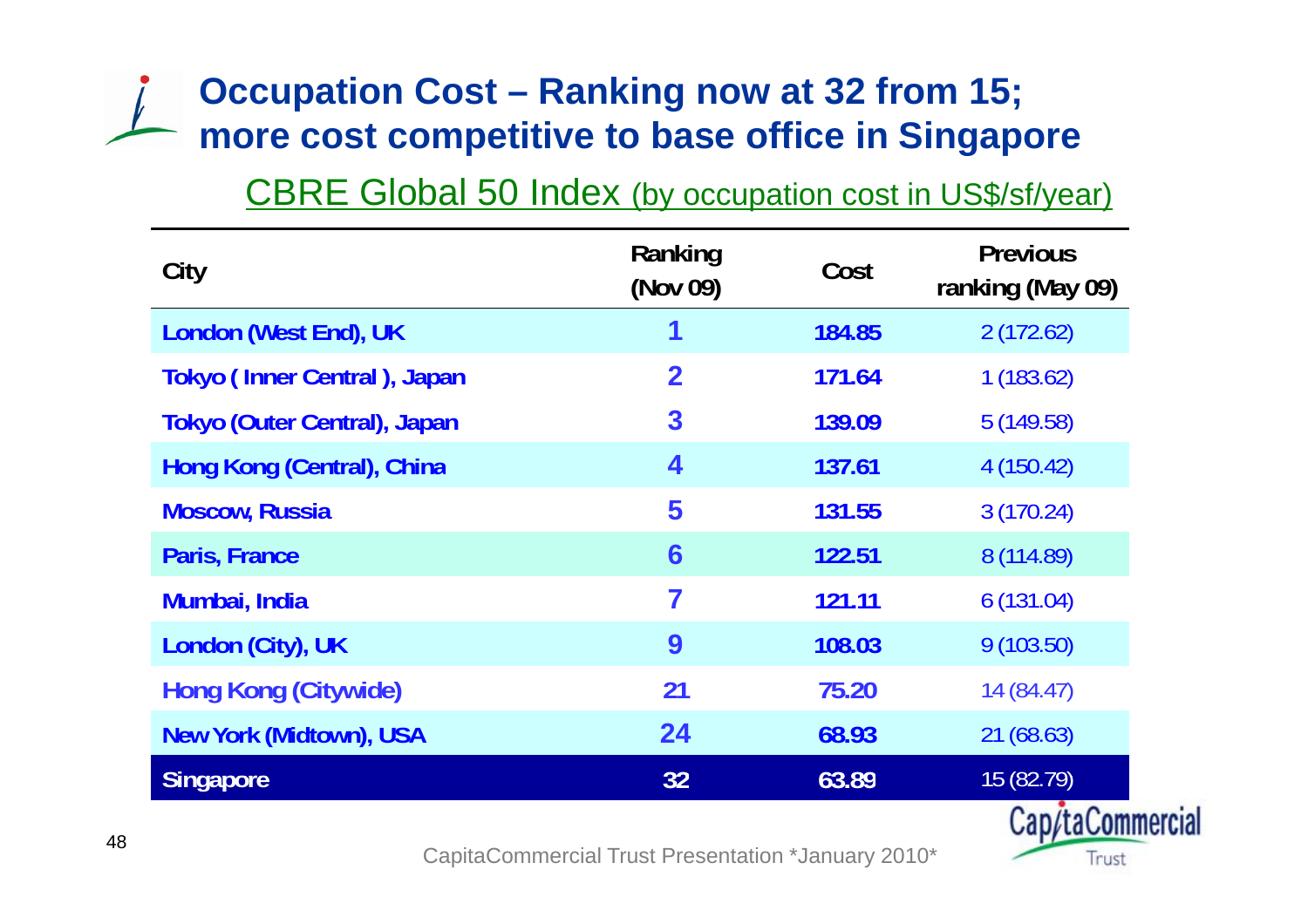# Occupation Cost – Ranking now at 32 from 15; more cost competitive to base office in Singapore

## CBRE Global 50 Index (by occupation cost in US$/sf/year)

| City | Ranking (Nov 09) | Cost | Previous ranking (May 09) |
|---|---|---|---|
| London (West End), UK | 1 | 184.85 | 2 (172.62) |
| Tokyo ( Inner Central ), Japan | 2 | 171.64 | 1 (183.62) |
| Tokyo (Outer Central), Japan | 3 | 139.09 | 5 (149.58) |
| Hong Kong (Central), China | 4 | 137.61 | 4 (150.42) |
| Moscow, Russia | 5 | 131.55 | 3 (170.24) |
| Paris, France | 6 | 122.51 | 8 (114.89) |
| Mumbai, India | 7 | 121.11 | 6 (131.04) |
| London (City), UK | 9 | 108.03 | 9 (103.50) |
| Hong Kong (Citywide) | 21 | 75.20 | 14 (84.47) |
| New York (Midtown), USA | 24 | 68.93 | 21 (68.63) |
| Singapore | 32 | 63.89 | 15 (82.79) |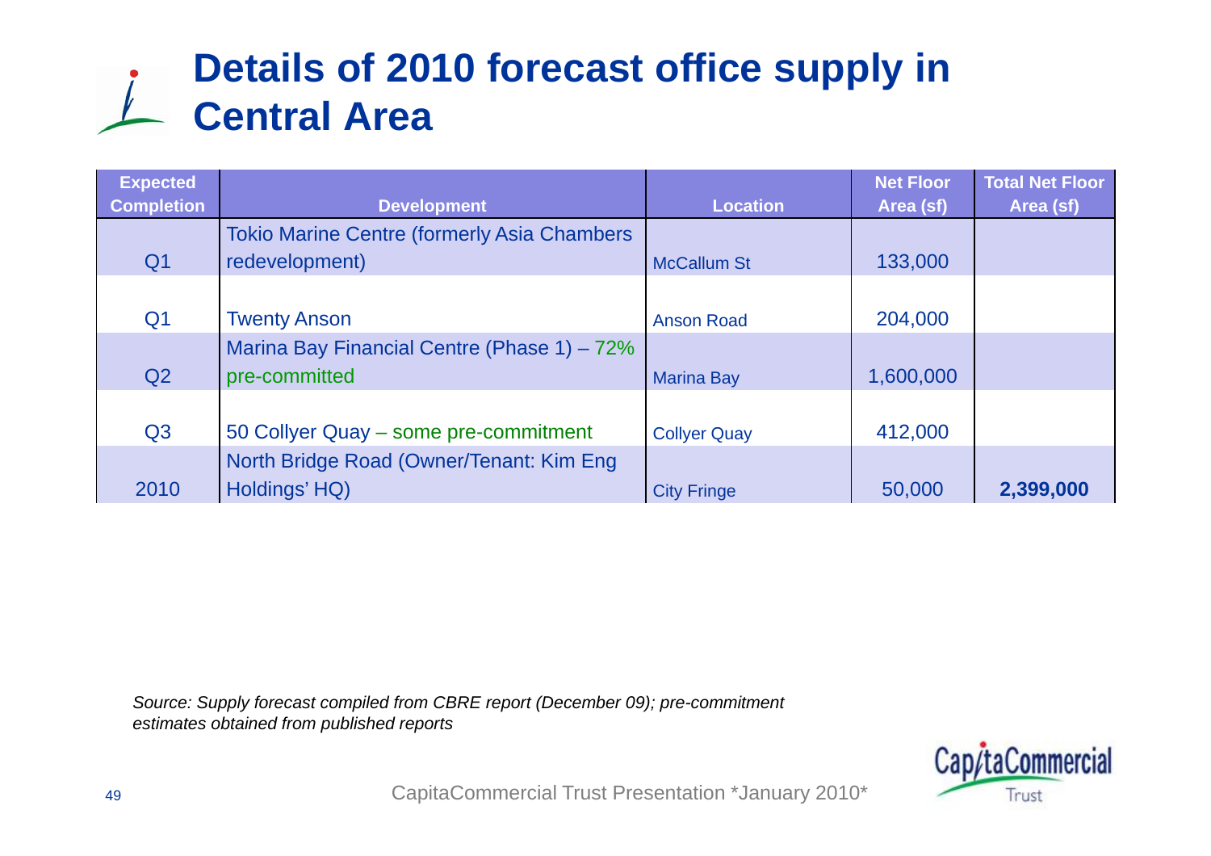# Details of 2010 forecast office supply in Central Area

| Expected Completion | Development | Location | Net Floor Area (sf) | Total Net Floor Area (sf) |
|---|---|---|---|---|
| Q1 | Tokio Marine Centre (formerly Asia Chambers redevelopment) | McCallum St | 133,000 | |
| Q1 | Twenty Anson | Anson Road | 204,000 | |
| Q2 | Marina Bay Financial Centre (Phase 1) – 72% pre-committed | Marina Bay | 1,600,000 | |
| Q3 | 50 Collyer Quay – some pre-commitment | Collyer Quay | 412,000 | |
| 2010 | North Bridge Road (Owner/Tenant: Kim Eng Holdings' HQ) | City Fringe | 50,000 | **2,399,000** |

*Source: Supply forecast compiled from CBRE report (December 09); pre-commitment estimates obtained from published reports*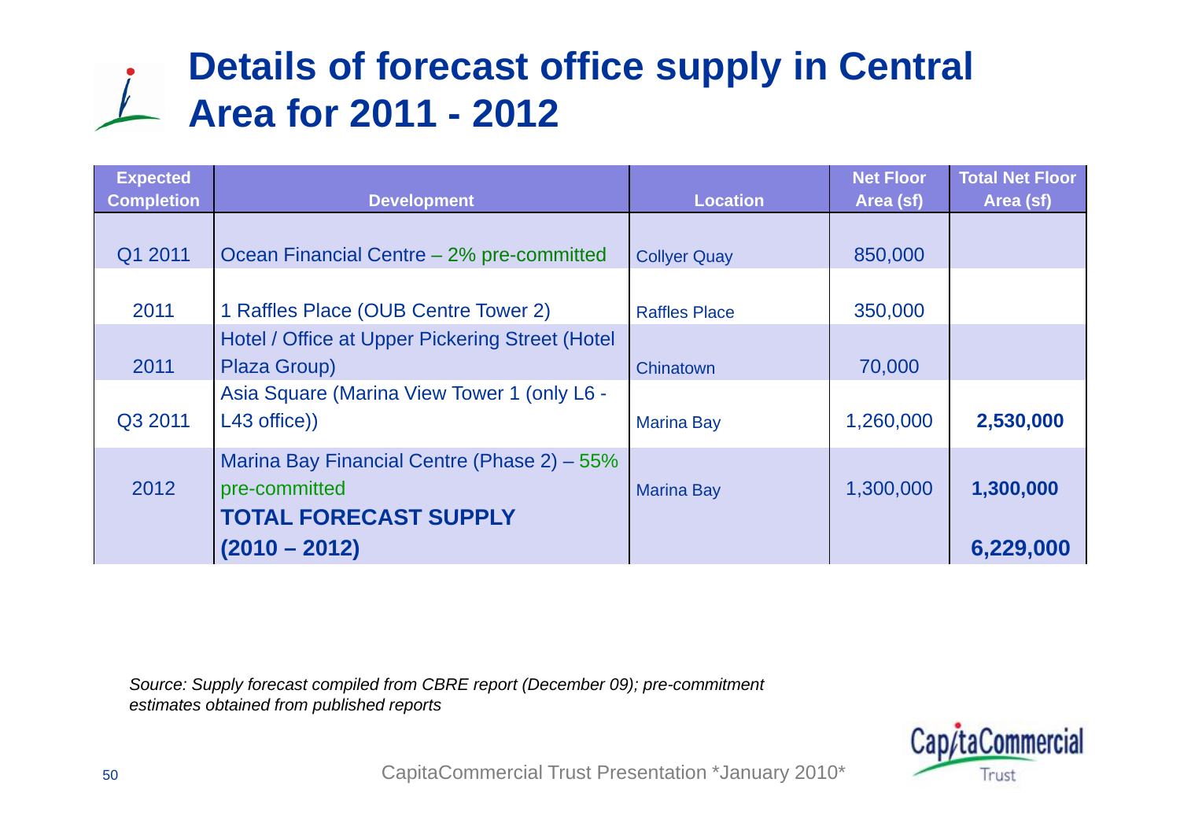# Details of forecast office supply in Central Area for 2011 - 2012

| Expected Completion | Development | Location | Net Floor Area (sf) | Total Net Floor Area (sf) |
|---|---|---|---|---|
| Q1 2011 | Ocean Financial Centre – 2% pre-committed | Collyer Quay | 850,000 | |
| 2011 | 1 Raffles Place (OUB Centre Tower 2) | Raffles Place | 350,000 | |
| 2011 | Hotel / Office at Upper Pickering Street (Hotel Plaza Group) | Chinatown | 70,000 | |
| Q3 2011 | Asia Square (Marina View Tower 1 (only L6 - L43 office)) | Marina Bay | 1,260,000 | **2,530,000** |
| 2012 | Marina Bay Financial Centre (Phase 2) – 55% pre-committed | Marina Bay | 1,300,000 | **1,300,000** |
| | **TOTAL FORECAST SUPPLY (2010 – 2012)** | | | **6,229,000** |

*Source: Supply forecast compiled from CBRE report (December 09); pre-commitment estimates obtained from published reports*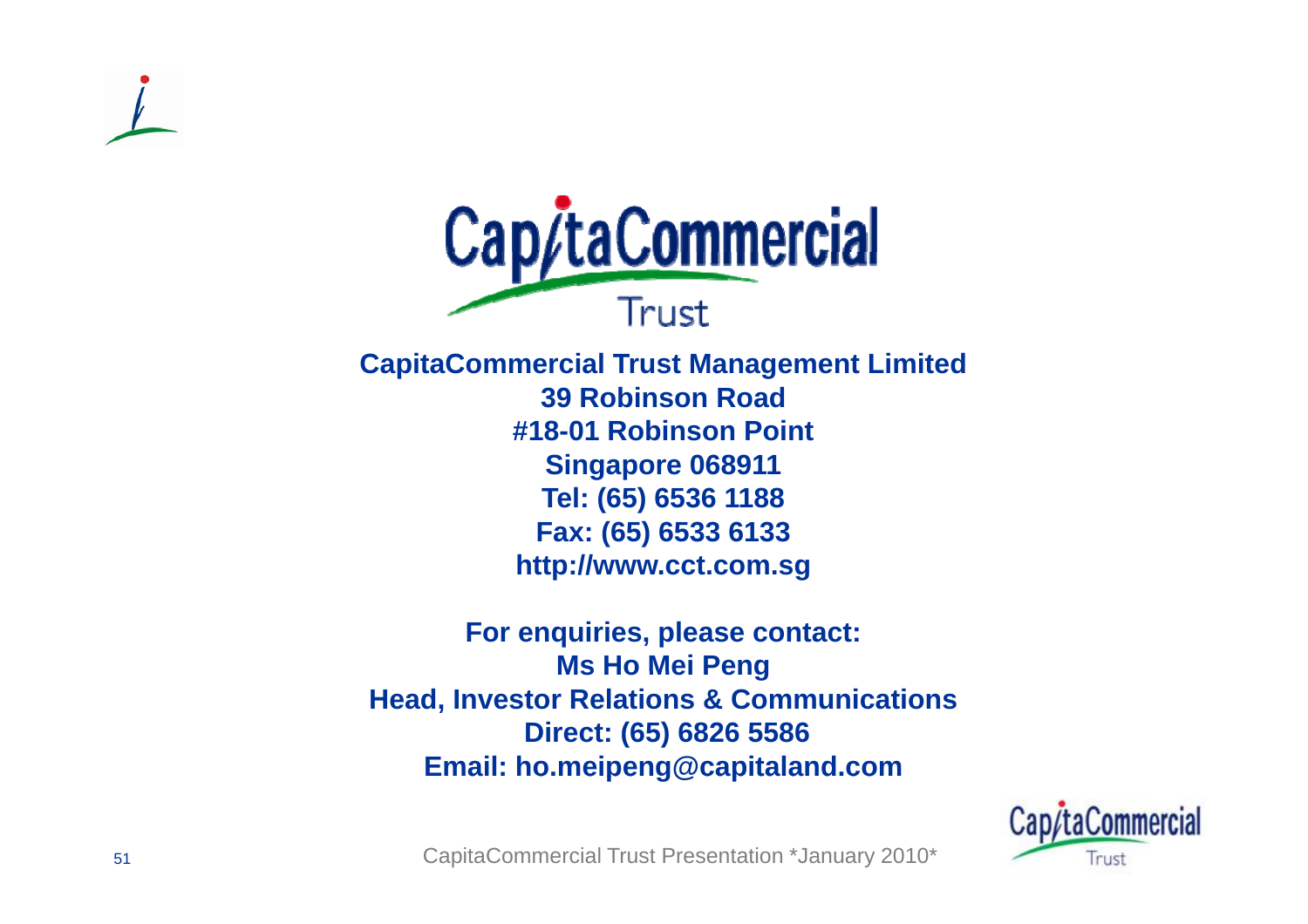**CapitaCommercial Trust Management Limited**
**39 Robinson Road**
**#18-01 Robinson Point**
**Singapore 068911**
**Tel: (65) 6536 1188**
**Fax: (65) 6533 6133**
**http://www.cct.com.sg**

**For enquiries, please contact:**
**Ms Ho Mei Peng**
**Head, Investor Relations & Communications**
**Direct: (65) 6826 5586**
**Email: ho.meipeng@capitaland.com**